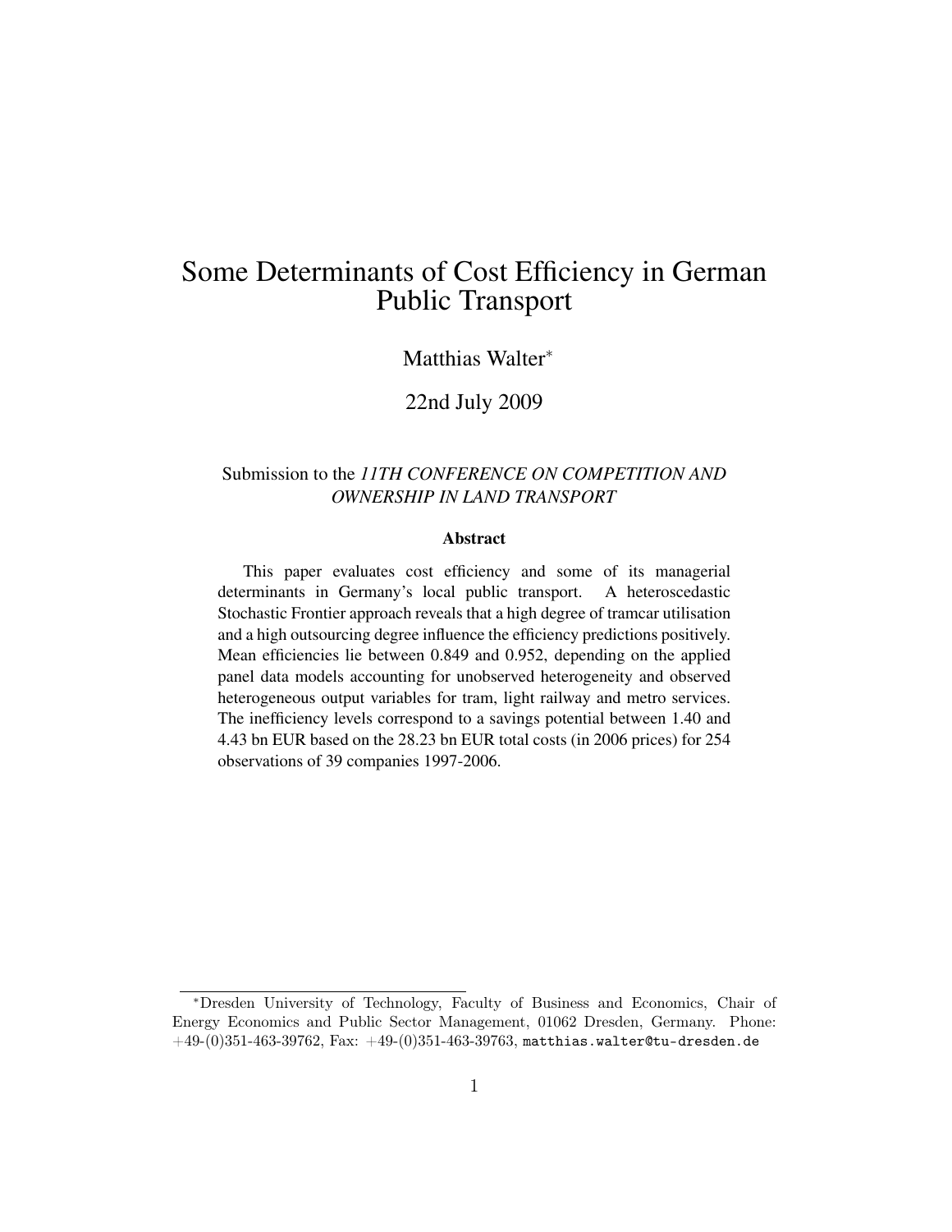# Some Determinants of Cost Efficiency in German Public Transport

Matthias Walter[*]

22nd July 2009

Submission to the *11TH CONFERENCE ON COMPETITION AND OWNERSHIP IN LAND TRANSPORT*

### Abstract

This paper evaluates cost efficiency and some of its managerial determinants in Germany's local public transport. A heteroscedastic Stochastic Frontier approach reveals that a high degree of tramcar utilisation and a high outsourcing degree influence the efficiency predictions positively. Mean efficiencies lie between 0.849 and 0.952, depending on the applied panel data models accounting for unobserved heterogeneity and observed heterogeneous output variables for tram, light railway and metro services. The inefficiency levels correspond to a savings potential between 1.40 and 4.43 bn EUR based on the 28.23 bn EUR total costs (in 2006 prices) for 254 observations of 39 companies 1997-2006.

---

[*] Dresden University of Technology, Faculty of Business and Economics, Chair of Energy Economics and Public Sector Management, 01062 Dresden, Germany. Phone: +49-(0)351-463-39762, Fax: +49-(0)351-463-39763, `matthias.walter@tu-dresden.de`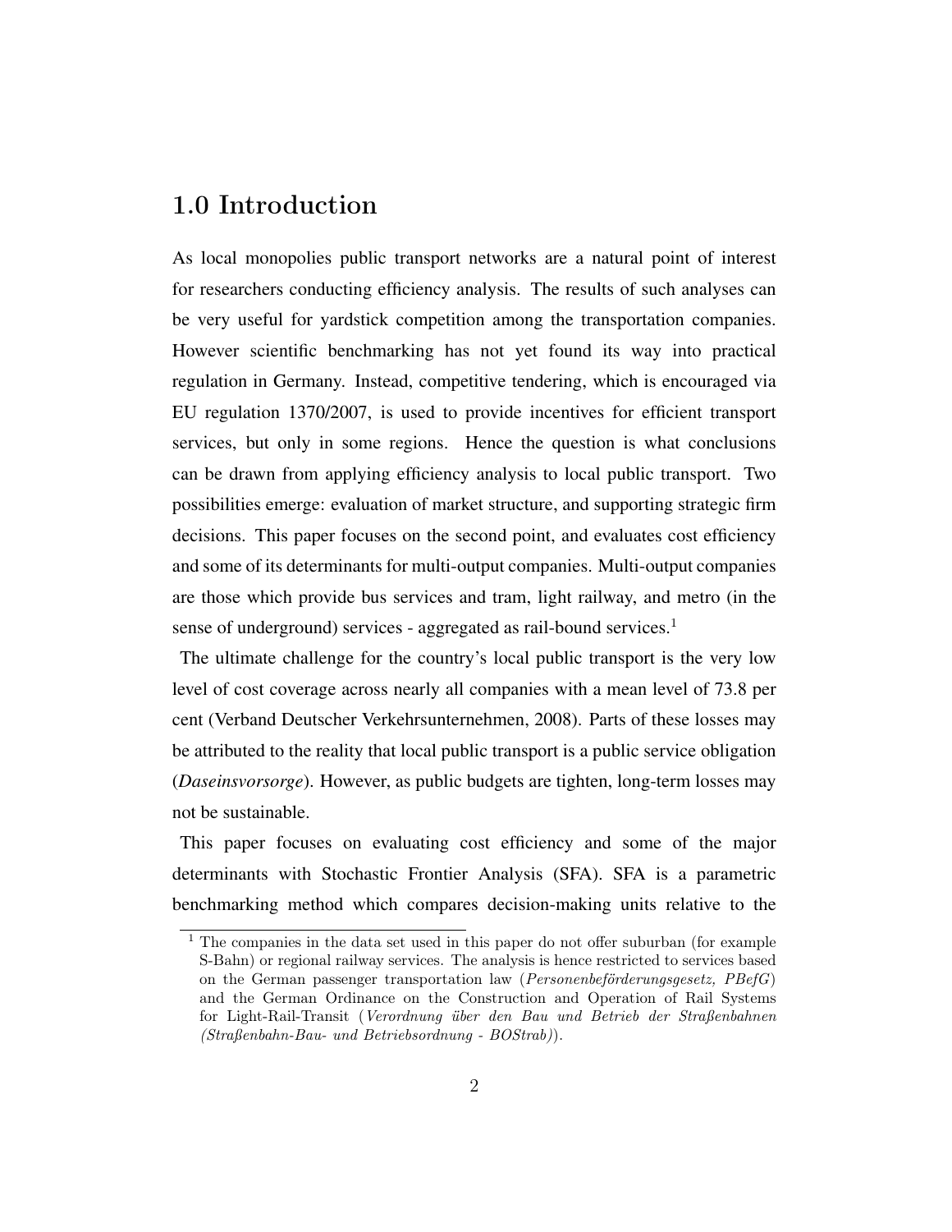# 1.0 Introduction

As local monopolies public transport networks are a natural point of interest for researchers conducting efficiency analysis. The results of such analyses can be very useful for yardstick competition among the transportation companies. However scientific benchmarking has not yet found its way into practical regulation in Germany. Instead, competitive tendering, which is encouraged via EU regulation 1370/2007, is used to provide incentives for efficient transport services, but only in some regions. Hence the question is what conclusions can be drawn from applying efficiency analysis to local public transport. Two possibilities emerge: evaluation of market structure, and supporting strategic firm decisions. This paper focuses on the second point, and evaluates cost efficiency and some of its determinants for multi-output companies. Multi-output companies are those which provide bus services and tram, light railway, and metro (in the sense of underground) services - aggregated as rail-bound services.[1]

The ultimate challenge for the country's local public transport is the very low level of cost coverage across nearly all companies with a mean level of 73.8 per cent (Verband Deutscher Verkehrsunternehmen, 2008). Parts of these losses may be attributed to the reality that local public transport is a public service obligation (*Daseinsvorsorge*). However, as public budgets are tighten, long-term losses may not be sustainable.

This paper focuses on evaluating cost efficiency and some of the major determinants with Stochastic Frontier Analysis (SFA). SFA is a parametric benchmarking method which compares decision-making units relative to the

[1] The companies in the data set used in this paper do not offer suburban (for example S-Bahn) or regional railway services. The analysis is hence restricted to services based on the German passenger transportation law (*Personenbeförderungsgesetz, PBefG*) and the German Ordinance on the Construction and Operation of Rail Systems for Light-Rail-Transit (*Verordnung über den Bau und Betrieb der Straßenbahnen (Straßenbahn-Bau- und Betriebsordnung - BOStrab)*).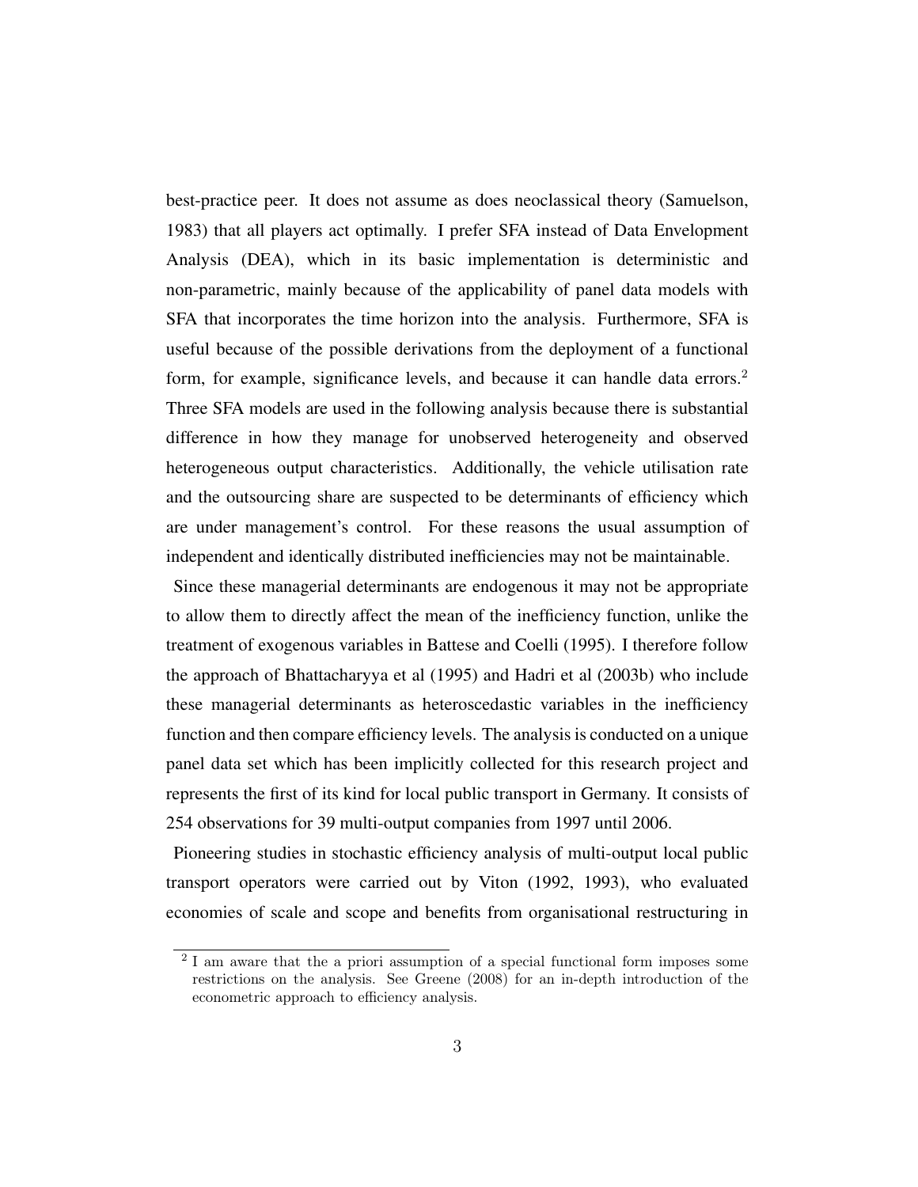best-practice peer. It does not assume as does neoclassical theory (Samuelson, 1983) that all players act optimally. I prefer SFA instead of Data Envelopment Analysis (DEA), which in its basic implementation is deterministic and non-parametric, mainly because of the applicability of panel data models with SFA that incorporates the time horizon into the analysis. Furthermore, SFA is useful because of the possible derivations from the deployment of a functional form, for example, significance levels, and because it can handle data errors.[2] Three SFA models are used in the following analysis because there is substantial difference in how they manage for unobserved heterogeneity and observed heterogeneous output characteristics. Additionally, the vehicle utilisation rate and the outsourcing share are suspected to be determinants of efficiency which are under management's control. For these reasons the usual assumption of independent and identically distributed inefficiencies may not be maintainable.

Since these managerial determinants are endogenous it may not be appropriate to allow them to directly affect the mean of the inefficiency function, unlike the treatment of exogenous variables in Battese and Coelli (1995). I therefore follow the approach of Bhattacharyya et al (1995) and Hadri et al (2003b) who include these managerial determinants as heteroscedastic variables in the inefficiency function and then compare efficiency levels. The analysis is conducted on a unique panel data set which has been implicitly collected for this research project and represents the first of its kind for local public transport in Germany. It consists of 254 observations for 39 multi-output companies from 1997 until 2006.

Pioneering studies in stochastic efficiency analysis of multi-output local public transport operators were carried out by Viton (1992, 1993), who evaluated economies of scale and scope and benefits from organisational restructuring in

---

[2] I am aware that the a priori assumption of a special functional form imposes some restrictions on the analysis. See Greene (2008) for an in-depth introduction of the econometric approach to efficiency analysis.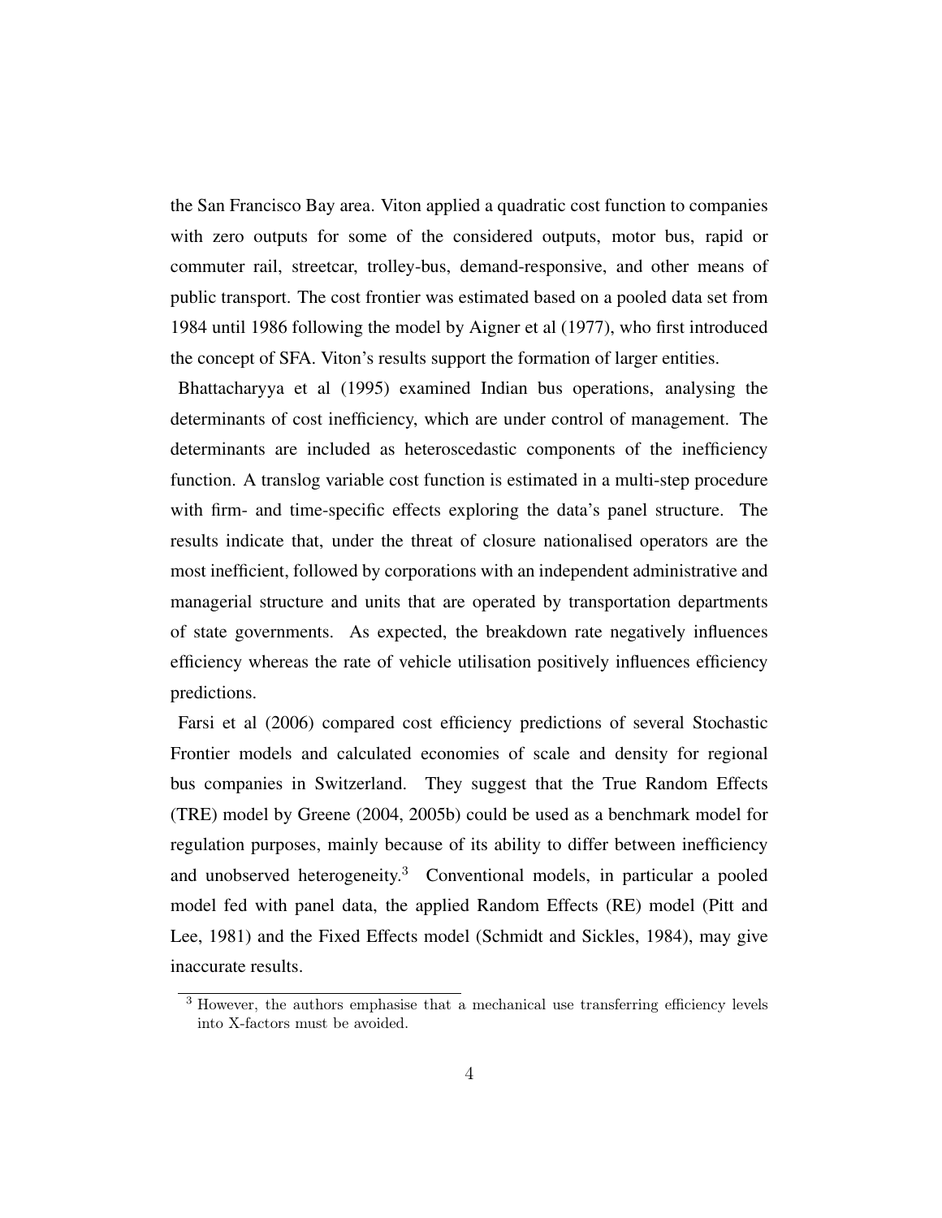the San Francisco Bay area. Viton applied a quadratic cost function to companies with zero outputs for some of the considered outputs, motor bus, rapid or commuter rail, streetcar, trolley-bus, demand-responsive, and other means of public transport. The cost frontier was estimated based on a pooled data set from 1984 until 1986 following the model by Aigner et al (1977), who first introduced the concept of SFA. Viton's results support the formation of larger entities.

Bhattacharyya et al (1995) examined Indian bus operations, analysing the determinants of cost inefficiency, which are under control of management. The determinants are included as heteroscedastic components of the inefficiency function. A translog variable cost function is estimated in a multi-step procedure with firm- and time-specific effects exploring the data's panel structure. The results indicate that, under the threat of closure nationalised operators are the most inefficient, followed by corporations with an independent administrative and managerial structure and units that are operated by transportation departments of state governments. As expected, the breakdown rate negatively influences efficiency whereas the rate of vehicle utilisation positively influences efficiency predictions.

Farsi et al (2006) compared cost efficiency predictions of several Stochastic Frontier models and calculated economies of scale and density for regional bus companies in Switzerland. They suggest that the True Random Effects (TRE) model by Greene (2004, 2005b) could be used as a benchmark model for regulation purposes, mainly because of its ability to differ between inefficiency and unobserved heterogeneity.[3] Conventional models, in particular a pooled model fed with panel data, the applied Random Effects (RE) model (Pitt and Lee, 1981) and the Fixed Effects model (Schmidt and Sickles, 1984), may give inaccurate results.

[3] However, the authors emphasise that a mechanical use transferring efficiency levels into X-factors must be avoided.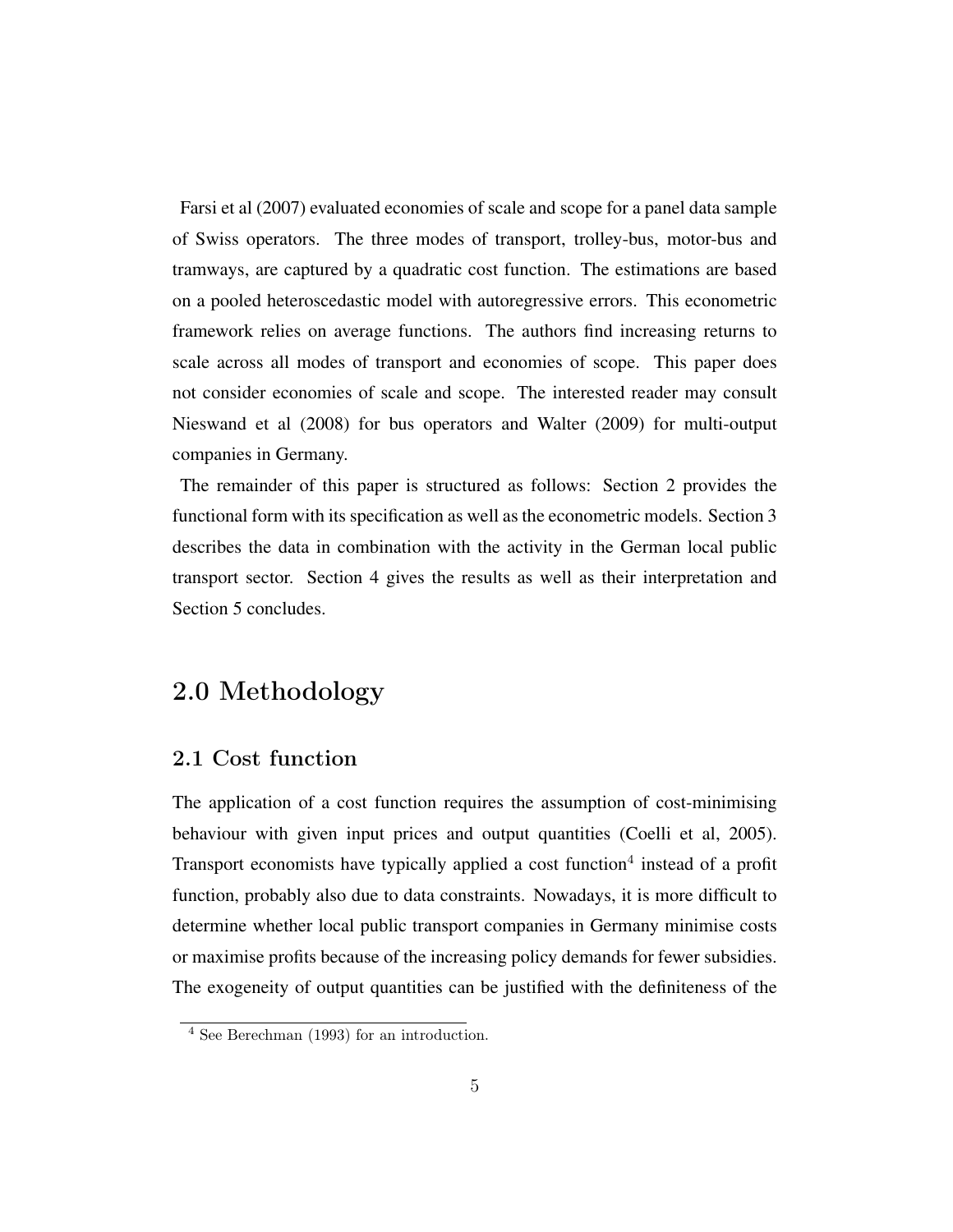Farsi et al (2007) evaluated economies of scale and scope for a panel data sample of Swiss operators. The three modes of transport, trolley-bus, motor-bus and tramways, are captured by a quadratic cost function. The estimations are based on a pooled heteroscedastic model with autoregressive errors. This econometric framework relies on average functions. The authors find increasing returns to scale across all modes of transport and economies of scope. This paper does not consider economies of scale and scope. The interested reader may consult Nieswand et al (2008) for bus operators and Walter (2009) for multi-output companies in Germany.

The remainder of this paper is structured as follows: Section 2 provides the functional form with its specification as well as the econometric models. Section 3 describes the data in combination with the activity in the German local public transport sector. Section 4 gives the results as well as their interpretation and Section 5 concludes.

# 2.0 Methodology

## 2.1 Cost function

The application of a cost function requires the assumption of cost-minimising behaviour with given input prices and output quantities (Coelli et al, 2005). Transport economists have typically applied a cost function[4] instead of a profit function, probably also due to data constraints. Nowadays, it is more difficult to determine whether local public transport companies in Germany minimise costs or maximise profits because of the increasing policy demands for fewer subsidies. The exogeneity of output quantities can be justified with the definiteness of the

[4] See Berechman (1993) for an introduction.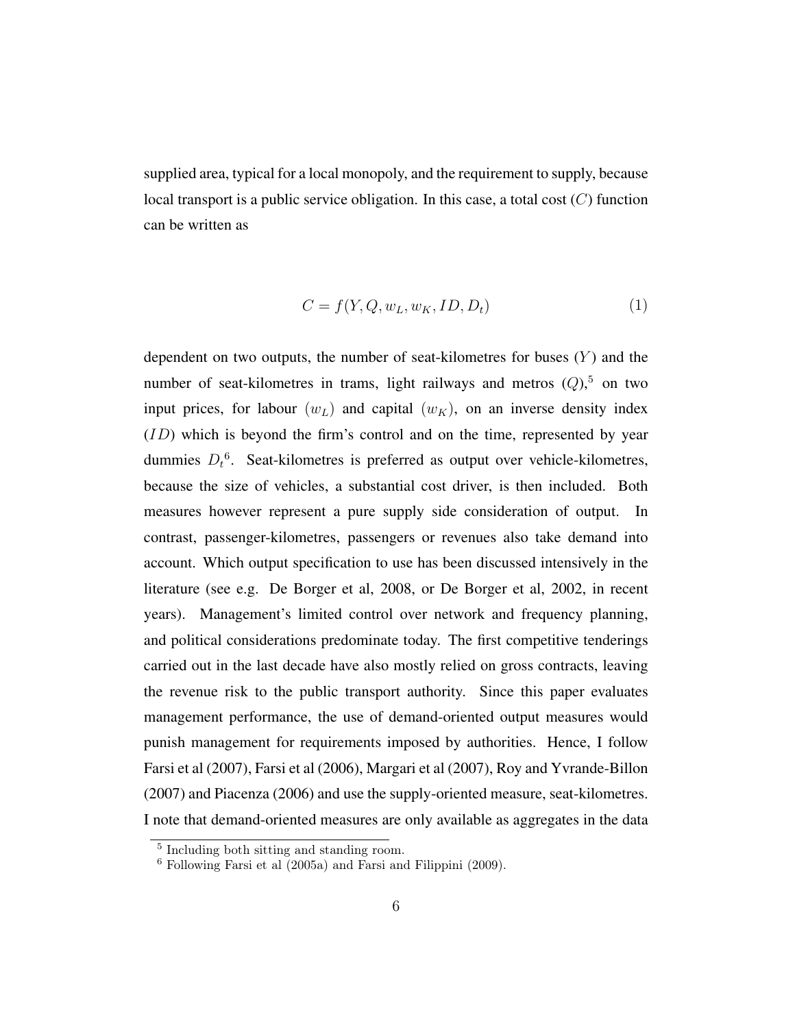supplied area, typical for a local monopoly, and the requirement to supply, because local transport is a public service obligation. In this case, a total cost ($C$) function can be written as

$$C = f(Y, Q, w_L, w_K, ID, D_t) \tag{1}$$

dependent on two outputs, the number of seat-kilometres for buses ($Y$) and the number of seat-kilometres in trams, light railways and metros ($Q$),[5] on two input prices, for labour ($w_L$) and capital ($w_K$), on an inverse density index ($ID$) which is beyond the firm's control and on the time, represented by year dummies $D_t$[6]. Seat-kilometres is preferred as output over vehicle-kilometres, because the size of vehicles, a substantial cost driver, is then included. Both measures however represent a pure supply side consideration of output. In contrast, passenger-kilometres, passengers or revenues also take demand into account. Which output specification to use has been discussed intensively in the literature (see e.g. De Borger et al, 2008, or De Borger et al, 2002, in recent years). Management's limited control over network and frequency planning, and political considerations predominate today. The first competitive tenderings carried out in the last decade have also mostly relied on gross contracts, leaving the revenue risk to the public transport authority. Since this paper evaluates management performance, the use of demand-oriented output measures would punish management for requirements imposed by authorities. Hence, I follow Farsi et al (2007), Farsi et al (2006), Margari et al (2007), Roy and Yvrande-Billon (2007) and Piacenza (2006) and use the supply-oriented measure, seat-kilometres. I note that demand-oriented measures are only available as aggregates in the data

[5] Including both sitting and standing room.

[6] Following Farsi et al (2005a) and Farsi and Filippini (2009).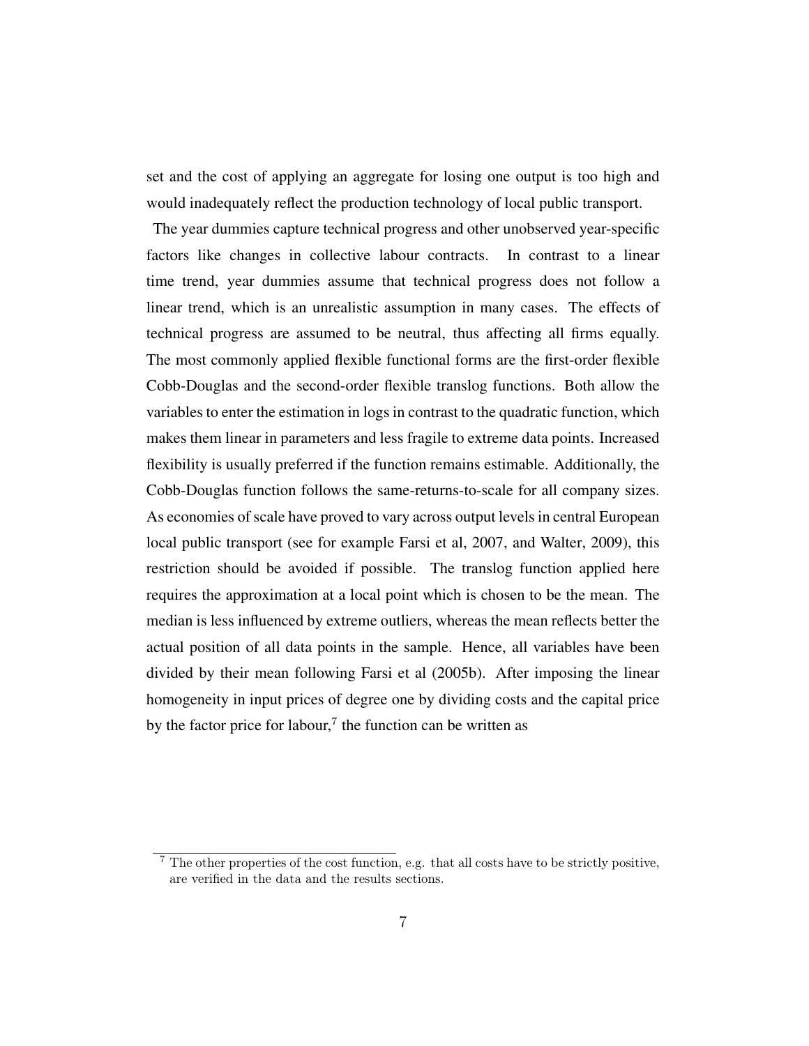set and the cost of applying an aggregate for losing one output is too high and would inadequately reflect the production technology of local public transport.

The year dummies capture technical progress and other unobserved year-specific factors like changes in collective labour contracts. In contrast to a linear time trend, year dummies assume that technical progress does not follow a linear trend, which is an unrealistic assumption in many cases. The effects of technical progress are assumed to be neutral, thus affecting all firms equally. The most commonly applied flexible functional forms are the first-order flexible Cobb-Douglas and the second-order flexible translog functions. Both allow the variables to enter the estimation in logs in contrast to the quadratic function, which makes them linear in parameters and less fragile to extreme data points. Increased flexibility is usually preferred if the function remains estimable. Additionally, the Cobb-Douglas function follows the same-returns-to-scale for all company sizes. As economies of scale have proved to vary across output levels in central European local public transport (see for example Farsi et al, 2007, and Walter, 2009), this restriction should be avoided if possible. The translog function applied here requires the approximation at a local point which is chosen to be the mean. The median is less influenced by extreme outliers, whereas the mean reflects better the actual position of all data points in the sample. Hence, all variables have been divided by their mean following Farsi et al (2005b). After imposing the linear homogeneity in input prices of degree one by dividing costs and the capital price by the factor price for labour,[7] the function can be written as

[7] The other properties of the cost function, e.g. that all costs have to be strictly positive, are verified in the data and the results sections.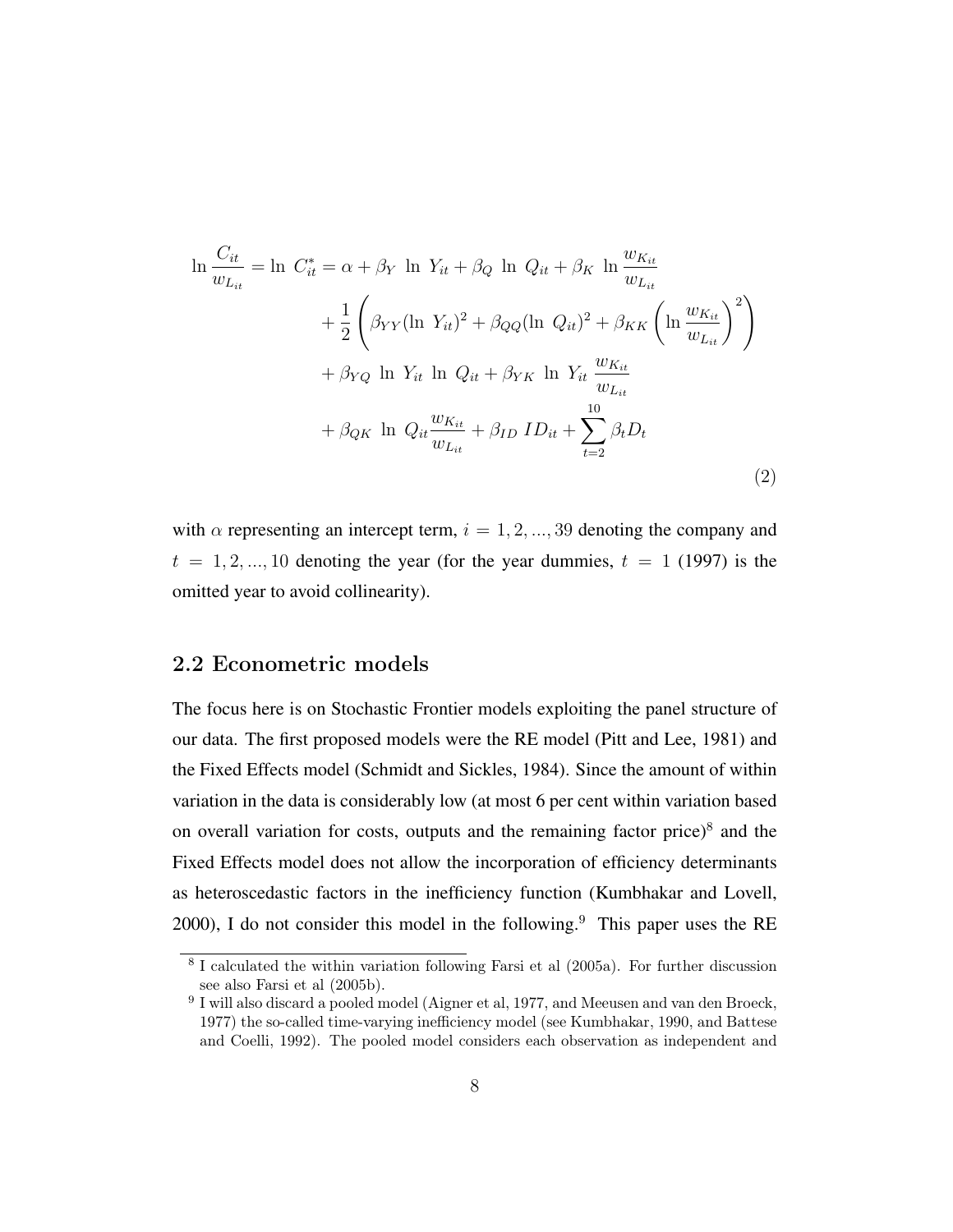$$
\begin{aligned}
\ln \frac{C_{it}}{w_{L_{it}}} = \ln \ C^*_{it} = \alpha + \beta_Y \ \ln \ Y_{it} + \beta_Q \ \ln \ Q_{it} + \beta_K \ \ln \frac{w_{K_{it}}}{w_{L_{it}}} \\
+ \frac{1}{2}\left( \beta_{YY}(\ln \ Y_{it})^2 + \beta_{QQ}(\ln \ Q_{it})^2 + \beta_{KK}\left( \ln \frac{w_{K_{it}}}{w_{L_{it}}} \right)^2 \right) \\
+ \beta_{YQ} \ \ln \ Y_{it} \ \ln \ Q_{it} + \beta_{YK} \ \ln \ Y_{it} \ \frac{w_{K_{it}}}{w_{L_{it}}} \\
+ \beta_{QK} \ \ln \ Q_{it} \frac{w_{K_{it}}}{w_{L_{it}}} + \beta_{ID} \ ID_{it} + \sum_{t=2}^{10} \beta_t D_t
\end{aligned}
\tag{2}
$$

with $\alpha$ representing an intercept term, $i = 1, 2, ..., 39$ denoting the company and $t = 1, 2, ..., 10$ denoting the year (for the year dummies, $t = 1$ (1997) is the omitted year to avoid collinearity).

## 2.2 Econometric models

The focus here is on Stochastic Frontier models exploiting the panel structure of our data. The first proposed models were the RE model (Pitt and Lee, 1981) and the Fixed Effects model (Schmidt and Sickles, 1984). Since the amount of within variation in the data is considerably low (at most 6 per cent within variation based on overall variation for costs, outputs and the remaining factor price)[8] and the Fixed Effects model does not allow the incorporation of efficiency determinants as heteroscedastic factors in the inefficiency function (Kumbhakar and Lovell, 2000), I do not consider this model in the following.[9] This paper uses the RE

[8] I calculated the within variation following Farsi et al (2005a). For further discussion see also Farsi et al (2005b).

[9] I will also discard a pooled model (Aigner et al, 1977, and Meeusen and van den Broeck, 1977) the so-called time-varying inefficiency model (see Kumbhakar, 1990, and Battese and Coelli, 1992). The pooled model considers each observation as independent and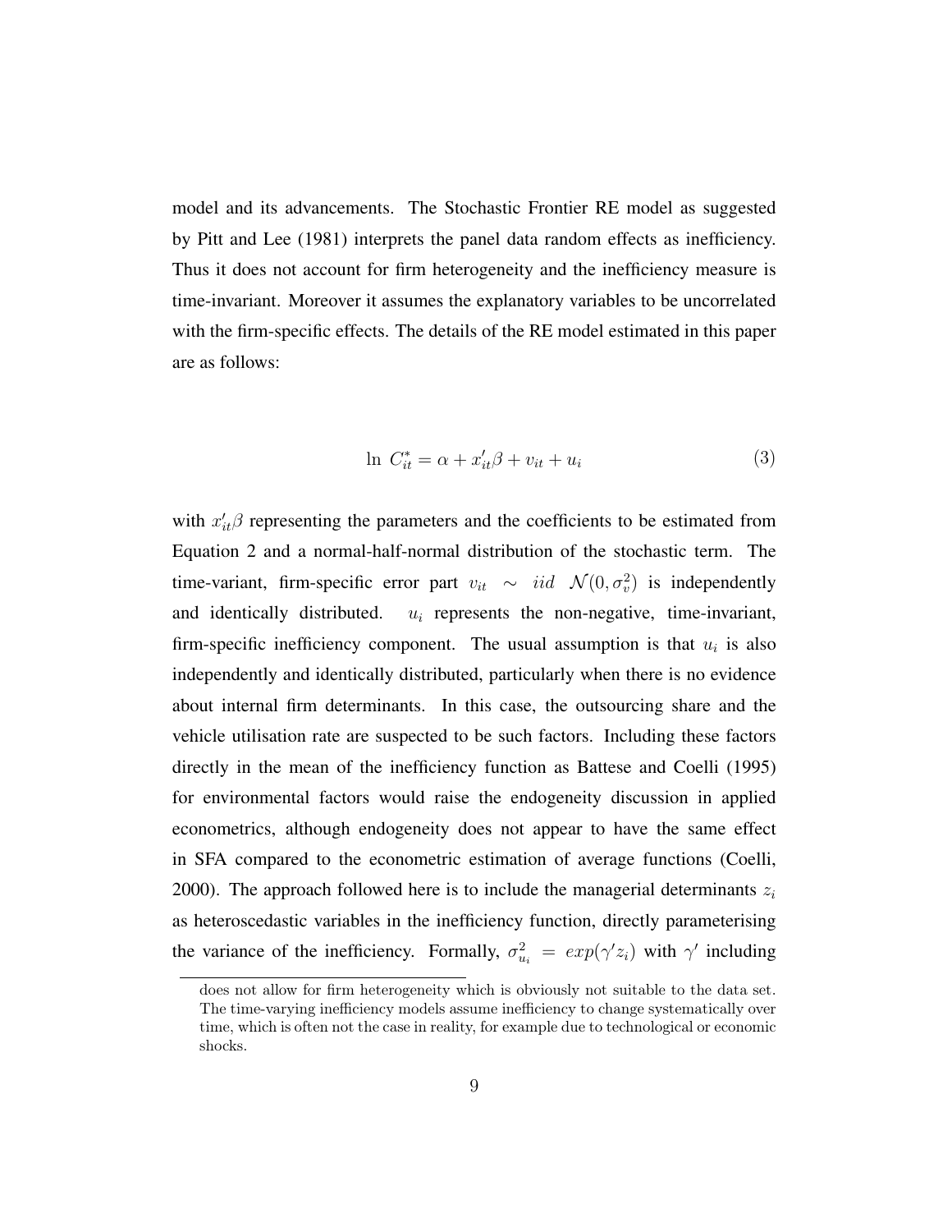model and its advancements. The Stochastic Frontier RE model as suggested by Pitt and Lee (1981) interprets the panel data random effects as inefficiency. Thus it does not account for firm heterogeneity and the inefficiency measure is time-invariant. Moreover it assumes the explanatory variables to be uncorrelated with the firm-specific effects. The details of the RE model estimated in this paper are as follows:

$$\ln\ C^{*}_{it} = \alpha + x'_{it}\beta + v_{it} + u_i \tag{3}$$

with $x'_{it}\beta$ representing the parameters and the coefficients to be estimated from Equation 2 and a normal-half-normal distribution of the stochastic term. The time-variant, firm-specific error part $v_{it} \sim iid\ \mathcal{N}(0, \sigma_v^2)$ is independently and identically distributed. $u_i$ represents the non-negative, time-invariant, firm-specific inefficiency component. The usual assumption is that $u_i$ is also independently and identically distributed, particularly when there is no evidence about internal firm determinants. In this case, the outsourcing share and the vehicle utilisation rate are suspected to be such factors. Including these factors directly in the mean of the inefficiency function as Battese and Coelli (1995) for environmental factors would raise the endogeneity discussion in applied econometrics, although endogeneity does not appear to have the same effect in SFA compared to the econometric estimation of average functions (Coelli, 2000). The approach followed here is to include the managerial determinants $z_i$ as heteroscedastic variables in the inefficiency function, directly parameterising the variance of the inefficiency. Formally, $\sigma^2_{u_i} = exp(\gamma' z_i)$ with $\gamma'$ including

does not allow for firm heterogeneity which is obviously not suitable to the data set. The time-varying inefficiency models assume inefficiency to change systematically over time, which is often not the case in reality, for example due to technological or economic shocks.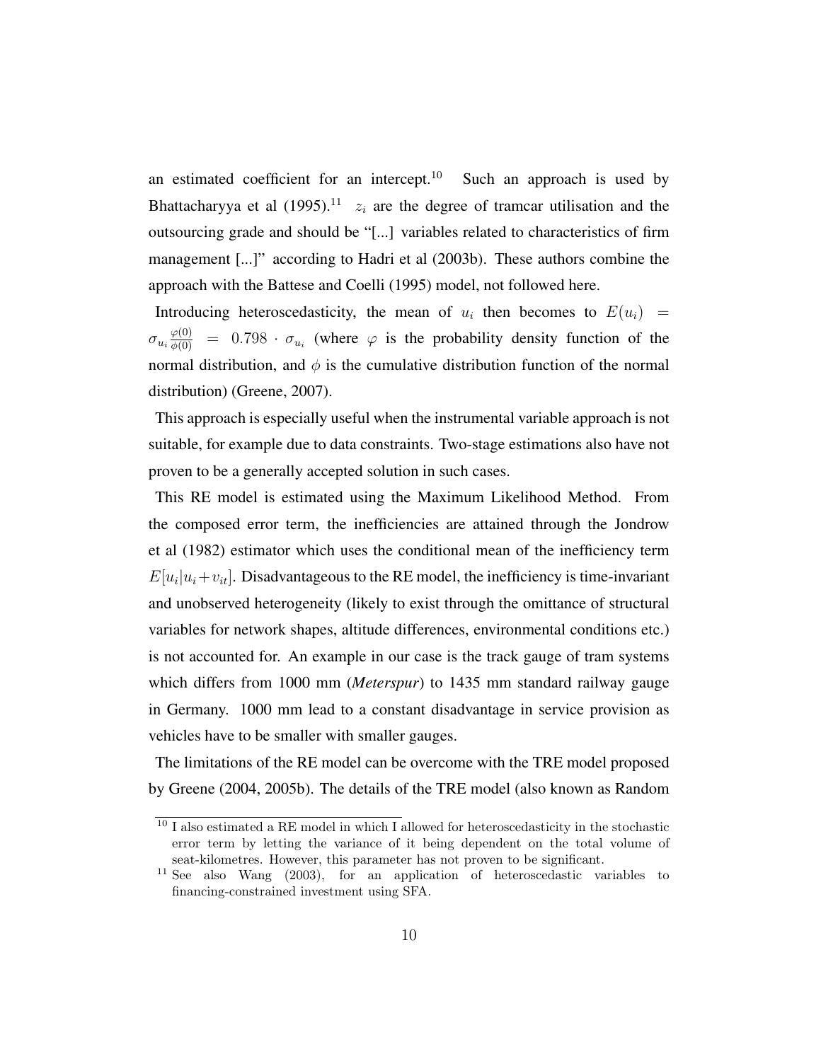an estimated coefficient for an intercept.[10] Such an approach is used by Bhattacharyya et al (1995).[11] $z_i$ are the degree of tramcar utilisation and the outsourcing grade and should be "[...] variables related to characteristics of firm management [...]" according to Hadri et al (2003b). These authors combine the approach with the Battese and Coelli (1995) model, not followed here.

Introducing heteroscedasticity, the mean of $u_i$ then becomes to $E(u_i) = \sigma_{u_i} \frac{\varphi(0)}{\phi(0)} = 0.798 \cdot \sigma_{u_i}$ (where $\varphi$ is the probability density function of the normal distribution, and $\phi$ is the cumulative distribution function of the normal distribution) (Greene, 2007).

This approach is especially useful when the instrumental variable approach is not suitable, for example due to data constraints. Two-stage estimations also have not proven to be a generally accepted solution in such cases.

This RE model is estimated using the Maximum Likelihood Method. From the composed error term, the inefficiencies are attained through the Jondrow et al (1982) estimator which uses the conditional mean of the inefficiency term $E[u_i|u_i + v_{it}]$. Disadvantageous to the RE model, the inefficiency is time-invariant and unobserved heterogeneity (likely to exist through the omittance of structural variables for network shapes, altitude differences, environmental conditions etc.) is not accounted for. An example in our case is the track gauge of tram systems which differs from 1000 mm (***Meterspur***) to 1435 mm standard railway gauge in Germany. 1000 mm lead to a constant disadvantage in service provision as vehicles have to be smaller with smaller gauges.

The limitations of the RE model can be overcome with the TRE model proposed by Greene (2004, 2005b). The details of the TRE model (also known as Random

---

[10] I also estimated a RE model in which I allowed for heteroscedasticity in the stochastic error term by letting the variance of it being dependent on the total volume of seat-kilometres. However, this parameter has not proven to be significant.

[11] See also Wang (2003), for an application of heteroscedastic variables to financing-constrained investment using SFA.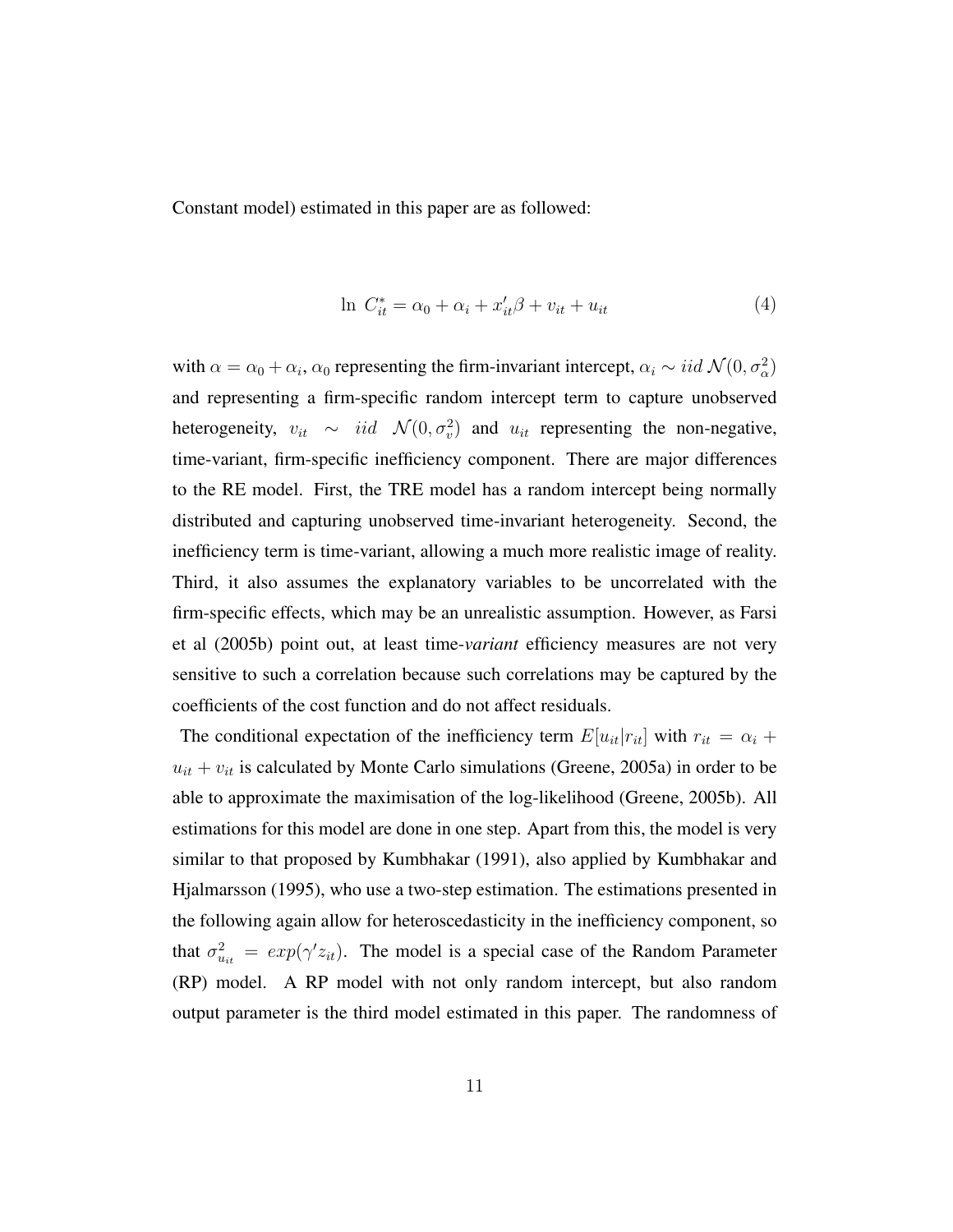Constant model) estimated in this paper are as followed:

$$\ln\ C_{it}^{*} = \alpha_0 + \alpha_i + x_{it}'\beta + v_{it} + u_{it} \tag{4}$$

with $\alpha = \alpha_0 + \alpha_i$, $\alpha_0$ representing the firm-invariant intercept, $\alpha_i \sim iid\ \mathcal{N}(0, \sigma_\alpha^2)$ and representing a firm-specific random intercept term to capture unobserved heterogeneity, $v_{it} \sim iid\ \mathcal{N}(0, \sigma_v^2)$ and $u_{it}$ representing the non-negative, time-variant, firm-specific inefficiency component. There are major differences to the RE model. First, the TRE model has a random intercept being normally distributed and capturing unobserved time-invariant heterogeneity. Second, the inefficiency term is time-variant, allowing a much more realistic image of reality. Third, it also assumes the explanatory variables to be uncorrelated with the firm-specific effects, which may be an unrealistic assumption. However, as Farsi et al (2005b) point out, at least time-*variant* efficiency measures are not very sensitive to such a correlation because such correlations may be captured by the coefficients of the cost function and do not affect residuals.

The conditional expectation of the inefficiency term $E[u_{it}|r_{it}]$ with $r_{it} = \alpha_i + u_{it} + v_{it}$ is calculated by Monte Carlo simulations (Greene, 2005a) in order to be able to approximate the maximisation of the log-likelihood (Greene, 2005b). All estimations for this model are done in one step. Apart from this, the model is very similar to that proposed by Kumbhakar (1991), also applied by Kumbhakar and Hjalmarsson (1995), who use a two-step estimation. The estimations presented in the following again allow for heteroscedasticity in the inefficiency component, so that $\sigma_{u_{it}}^2 = exp(\gamma' z_{it})$. The model is a special case of the Random Parameter (RP) model. A RP model with not only random intercept, but also random output parameter is the third model estimated in this paper. The randomness of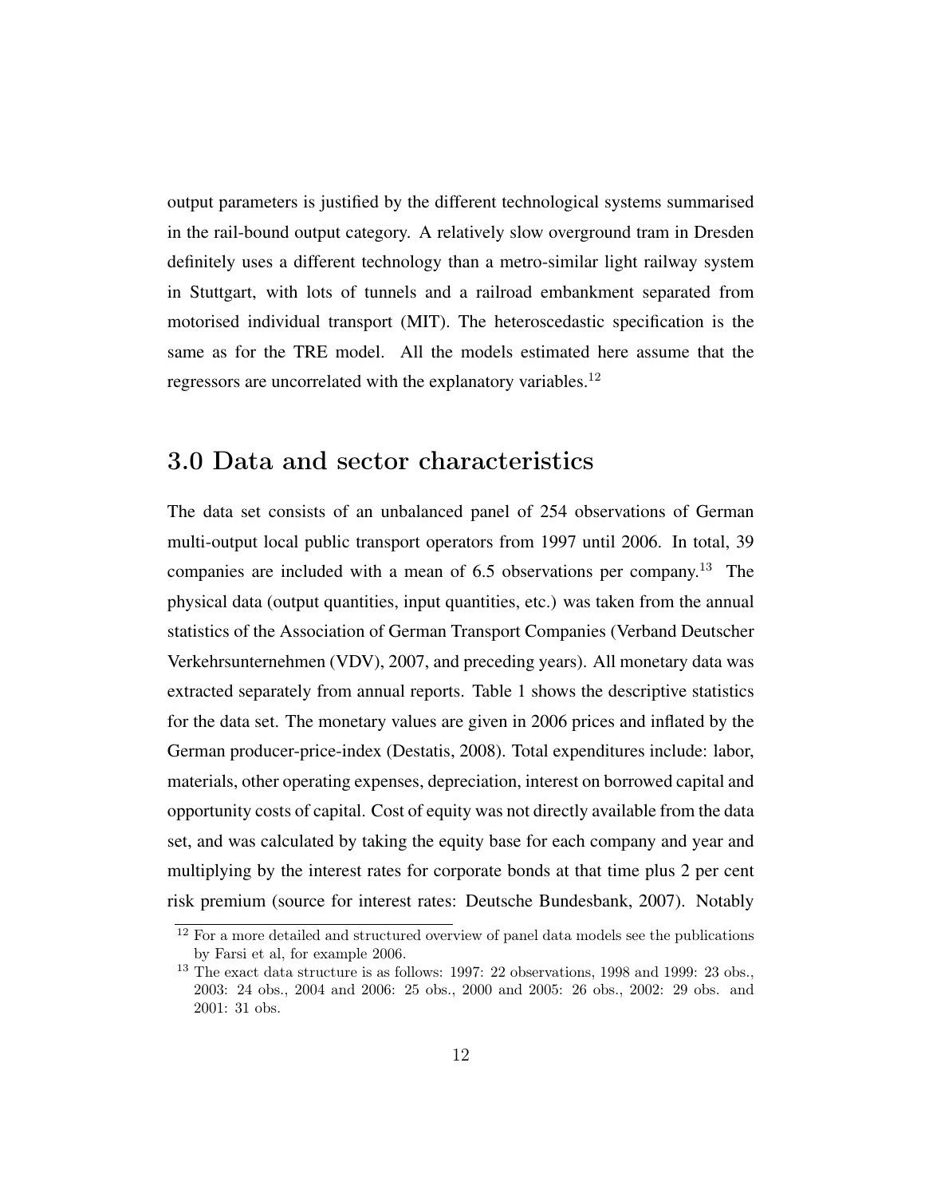output parameters is justified by the different technological systems summarised in the rail-bound output category. A relatively slow overground tram in Dresden definitely uses a different technology than a metro-similar light railway system in Stuttgart, with lots of tunnels and a railroad embankment separated from motorised individual transport (MIT). The heteroscedastic specification is the same as for the TRE model. All the models estimated here assume that the regressors are uncorrelated with the explanatory variables.[12]

## 3.0 Data and sector characteristics

The data set consists of an unbalanced panel of 254 observations of German multi-output local public transport operators from 1997 until 2006. In total, 39 companies are included with a mean of 6.5 observations per company.[13] The physical data (output quantities, input quantities, etc.) was taken from the annual statistics of the Association of German Transport Companies (Verband Deutscher Verkehrsunternehmen (VDV), 2007, and preceding years). All monetary data was extracted separately from annual reports. Table 1 shows the descriptive statistics for the data set. The monetary values are given in 2006 prices and inflated by the German producer-price-index (Destatis, 2008). Total expenditures include: labor, materials, other operating expenses, depreciation, interest on borrowed capital and opportunity costs of capital. Cost of equity was not directly available from the data set, and was calculated by taking the equity base for each company and year and multiplying by the interest rates for corporate bonds at that time plus 2 per cent risk premium (source for interest rates: Deutsche Bundesbank, 2007). Notably

[12] For a more detailed and structured overview of panel data models see the publications by Farsi et al, for example 2006.

[13] The exact data structure is as follows: 1997: 22 observations, 1998 and 1999: 23 obs., 2003: 24 obs., 2004 and 2006: 25 obs., 2000 and 2005: 26 obs., 2002: 29 obs. and 2001: 31 obs.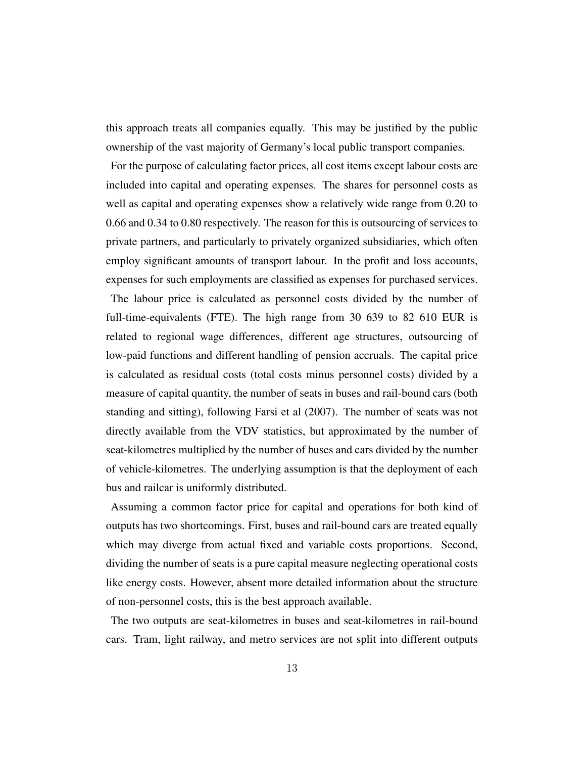this approach treats all companies equally. This may be justified by the public ownership of the vast majority of Germany's local public transport companies.

For the purpose of calculating factor prices, all cost items except labour costs are included into capital and operating expenses. The shares for personnel costs as well as capital and operating expenses show a relatively wide range from 0.20 to 0.66 and 0.34 to 0.80 respectively. The reason for this is outsourcing of services to private partners, and particularly to privately organized subsidiaries, which often employ significant amounts of transport labour. In the profit and loss accounts, expenses for such employments are classified as expenses for purchased services.

The labour price is calculated as personnel costs divided by the number of full-time-equivalents (FTE). The high range from 30 639 to 82 610 EUR is related to regional wage differences, different age structures, outsourcing of low-paid functions and different handling of pension accruals. The capital price is calculated as residual costs (total costs minus personnel costs) divided by a measure of capital quantity, the number of seats in buses and rail-bound cars (both standing and sitting), following Farsi et al (2007). The number of seats was not directly available from the VDV statistics, but approximated by the number of seat-kilometres multiplied by the number of buses and cars divided by the number of vehicle-kilometres. The underlying assumption is that the deployment of each bus and railcar is uniformly distributed.

Assuming a common factor price for capital and operations for both kind of outputs has two shortcomings. First, buses and rail-bound cars are treated equally which may diverge from actual fixed and variable costs proportions. Second, dividing the number of seats is a pure capital measure neglecting operational costs like energy costs. However, absent more detailed information about the structure of non-personnel costs, this is the best approach available.

The two outputs are seat-kilometres in buses and seat-kilometres in rail-bound cars. Tram, light railway, and metro services are not split into different outputs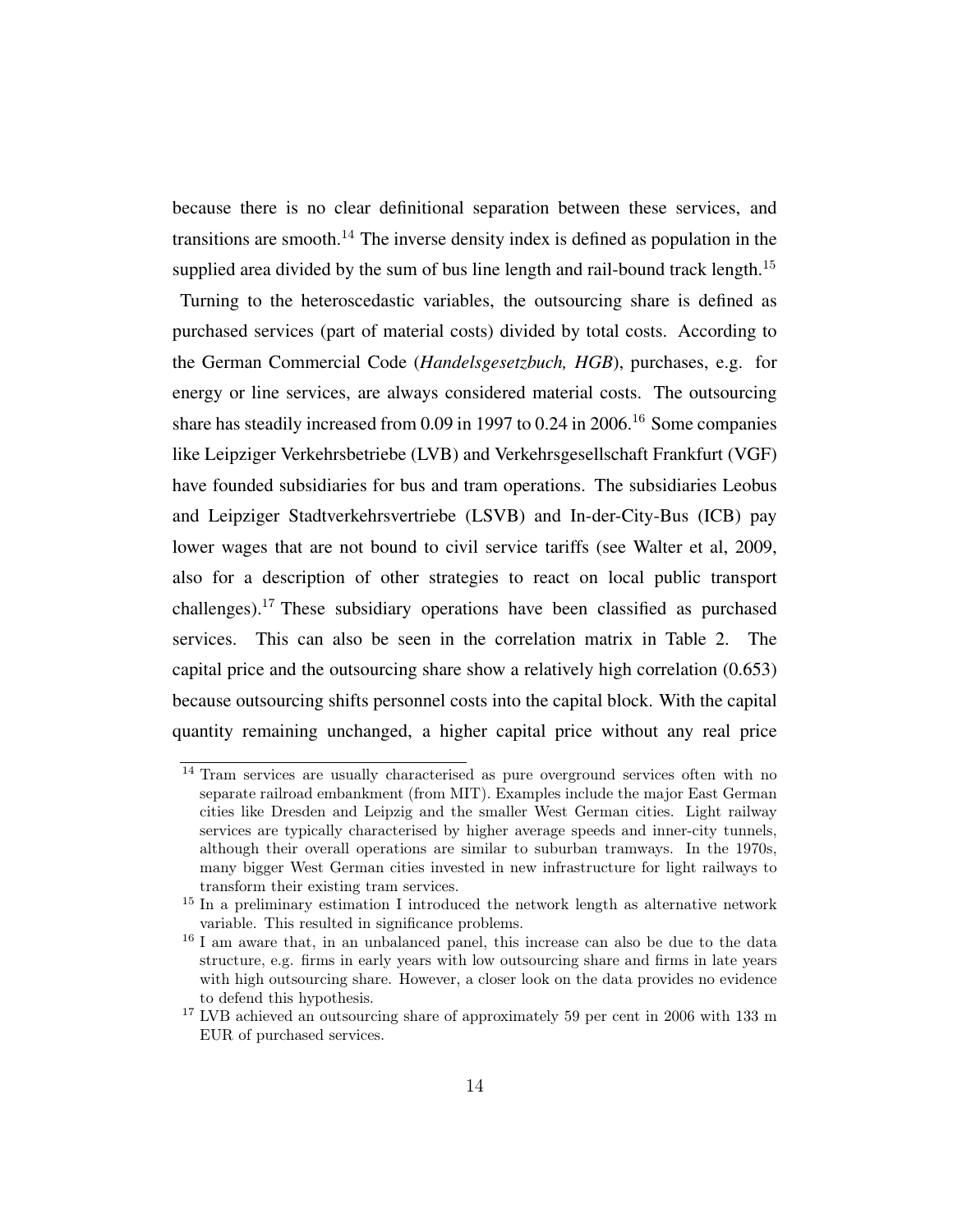because there is no clear definitional separation between these services, and transitions are smooth.[14] The inverse density index is defined as population in the supplied area divided by the sum of bus line length and rail-bound track length.[15]

Turning to the heteroscedastic variables, the outsourcing share is defined as purchased services (part of material costs) divided by total costs. According to the German Commercial Code (*Handelsgesetzbuch, HGB*), purchases, e.g. for energy or line services, are always considered material costs. The outsourcing share has steadily increased from 0.09 in 1997 to 0.24 in 2006.[16] Some companies like Leipziger Verkehrsbetriebe (LVB) and Verkehrsgesellschaft Frankfurt (VGF) have founded subsidiaries for bus and tram operations. The subsidiaries Leobus and Leipziger Stadtverkehrsvertriebe (LSVB) and In-der-City-Bus (ICB) pay lower wages that are not bound to civil service tariffs (see Walter et al, 2009, also for a description of other strategies to react on local public transport challenges).[17] These subsidiary operations have been classified as purchased services. This can also be seen in the correlation matrix in Table 2. The capital price and the outsourcing share show a relatively high correlation (0.653) because outsourcing shifts personnel costs into the capital block. With the capital quantity remaining unchanged, a higher capital price without any real price

[14] Tram services are usually characterised as pure overground services often with no separate railroad embankment (from MIT). Examples include the major East German cities like Dresden and Leipzig and the smaller West German cities. Light railway services are typically characterised by higher average speeds and inner-city tunnels, although their overall operations are similar to suburban tramways. In the 1970s, many bigger West German cities invested in new infrastructure for light railways to transform their existing tram services.

[15] In a preliminary estimation I introduced the network length as alternative network variable. This resulted in significance problems.

[16] I am aware that, in an unbalanced panel, this increase can also be due to the data structure, e.g. firms in early years with low outsourcing share and firms in late years with high outsourcing share. However, a closer look on the data provides no evidence to defend this hypothesis.

[17] LVB achieved an outsourcing share of approximately 59 per cent in 2006 with 133 m EUR of purchased services.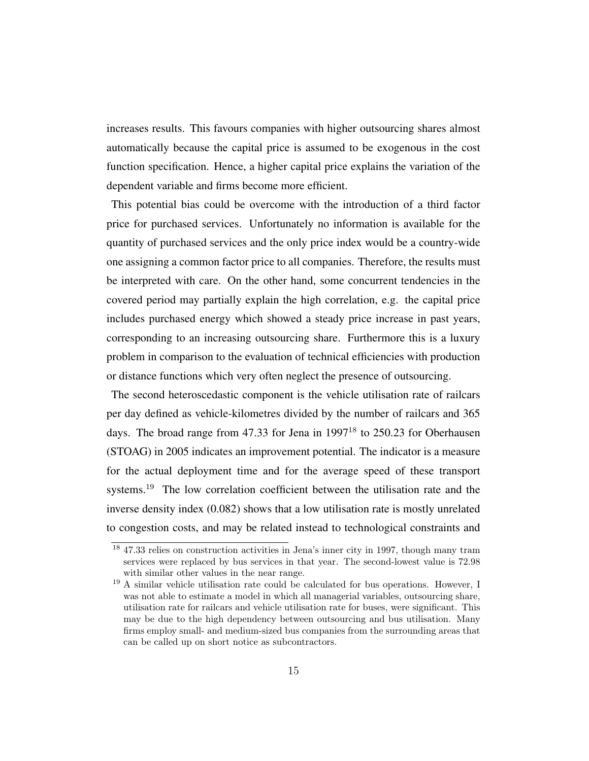increases results. This favours companies with higher outsourcing shares almost automatically because the capital price is assumed to be exogenous in the cost function specification. Hence, a higher capital price explains the variation of the dependent variable and firms become more efficient.

This potential bias could be overcome with the introduction of a third factor price for purchased services. Unfortunately no information is available for the quantity of purchased services and the only price index would be a country-wide one assigning a common factor price to all companies. Therefore, the results must be interpreted with care. On the other hand, some concurrent tendencies in the covered period may partially explain the high correlation, e.g. the capital price includes purchased energy which showed a steady price increase in past years, corresponding to an increasing outsourcing share. Furthermore this is a luxury problem in comparison to the evaluation of technical efficiencies with production or distance functions which very often neglect the presence of outsourcing.

The second heteroscedastic component is the vehicle utilisation rate of railcars per day defined as vehicle-kilometres divided by the number of railcars and 365 days. The broad range from 47.33 for Jena in 1997[18] to 250.23 for Oberhausen (STOAG) in 2005 indicates an improvement potential. The indicator is a measure for the actual deployment time and for the average speed of these transport systems.[19] The low correlation coefficient between the utilisation rate and the inverse density index (0.082) shows that a low utilisation rate is mostly unrelated to congestion costs, and may be related instead to technological constraints and

---

[18] 47.33 relies on construction activities in Jena's inner city in 1997, though many tram services were replaced by bus services in that year. The second-lowest value is 72.98 with similar other values in the near range.

[19] A similar vehicle utilisation rate could be calculated for bus operations. However, I was not able to estimate a model in which all managerial variables, outsourcing share, utilisation rate for railcars and vehicle utilisation rate for buses, were significant. This may be due to the high dependency between outsourcing and bus utilisation. Many firms employ small- and medium-sized bus companies from the surrounding areas that can be called up on short notice as subcontractors.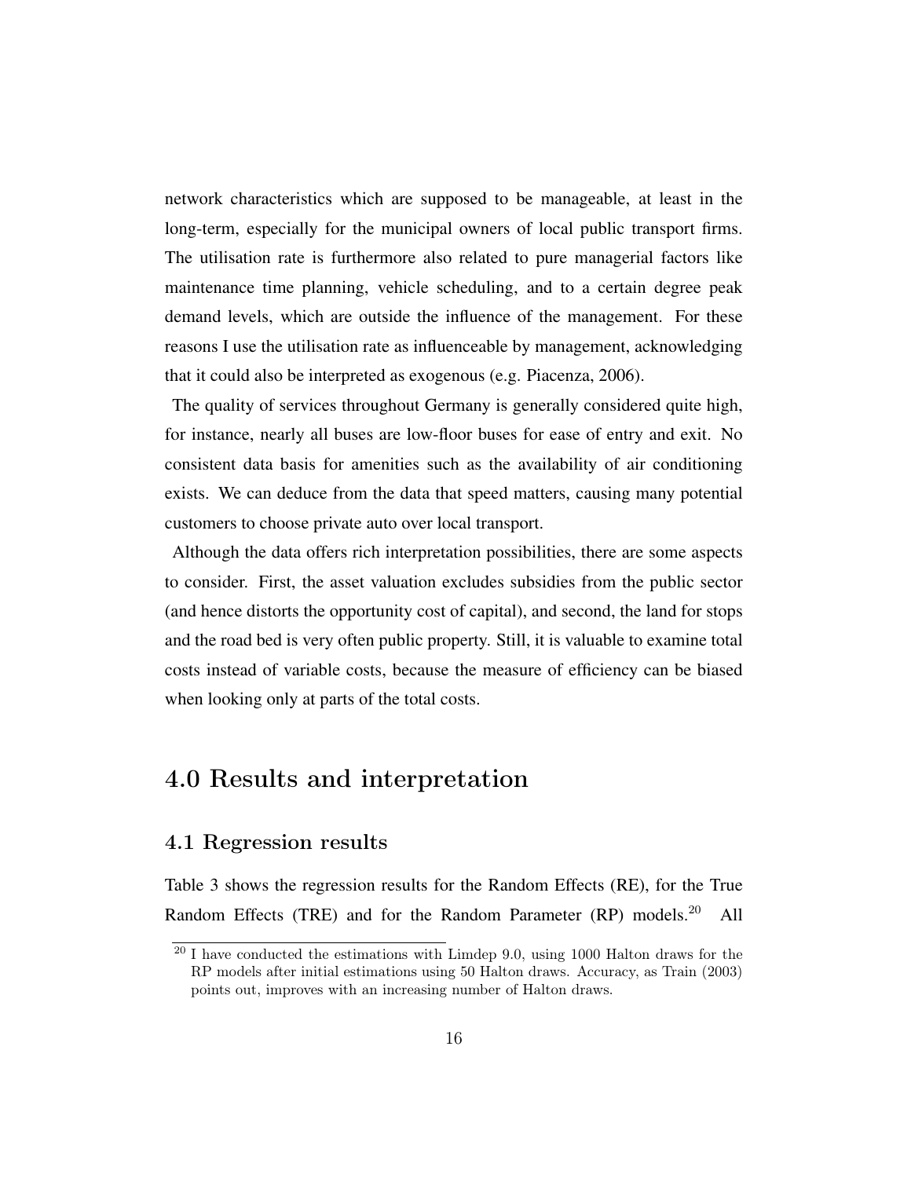network characteristics which are supposed to be manageable, at least in the long-term, especially for the municipal owners of local public transport firms. The utilisation rate is furthermore also related to pure managerial factors like maintenance time planning, vehicle scheduling, and to a certain degree peak demand levels, which are outside the influence of the management. For these reasons I use the utilisation rate as influenceable by management, acknowledging that it could also be interpreted as exogenous (e.g. Piacenza, 2006).

The quality of services throughout Germany is generally considered quite high, for instance, nearly all buses are low-floor buses for ease of entry and exit. No consistent data basis for amenities such as the availability of air conditioning exists. We can deduce from the data that speed matters, causing many potential customers to choose private auto over local transport.

Although the data offers rich interpretation possibilities, there are some aspects to consider. First, the asset valuation excludes subsidies from the public sector (and hence distorts the opportunity cost of capital), and second, the land for stops and the road bed is very often public property. Still, it is valuable to examine total costs instead of variable costs, because the measure of efficiency can be biased when looking only at parts of the total costs.

# 4.0 Results and interpretation

## 4.1 Regression results

Table 3 shows the regression results for the Random Effects (RE), for the True Random Effects (TRE) and for the Random Parameter (RP) models.[20] All

[20] I have conducted the estimations with Limdep 9.0, using 1000 Halton draws for the RP models after initial estimations using 50 Halton draws. Accuracy, as Train (2003) points out, improves with an increasing number of Halton draws.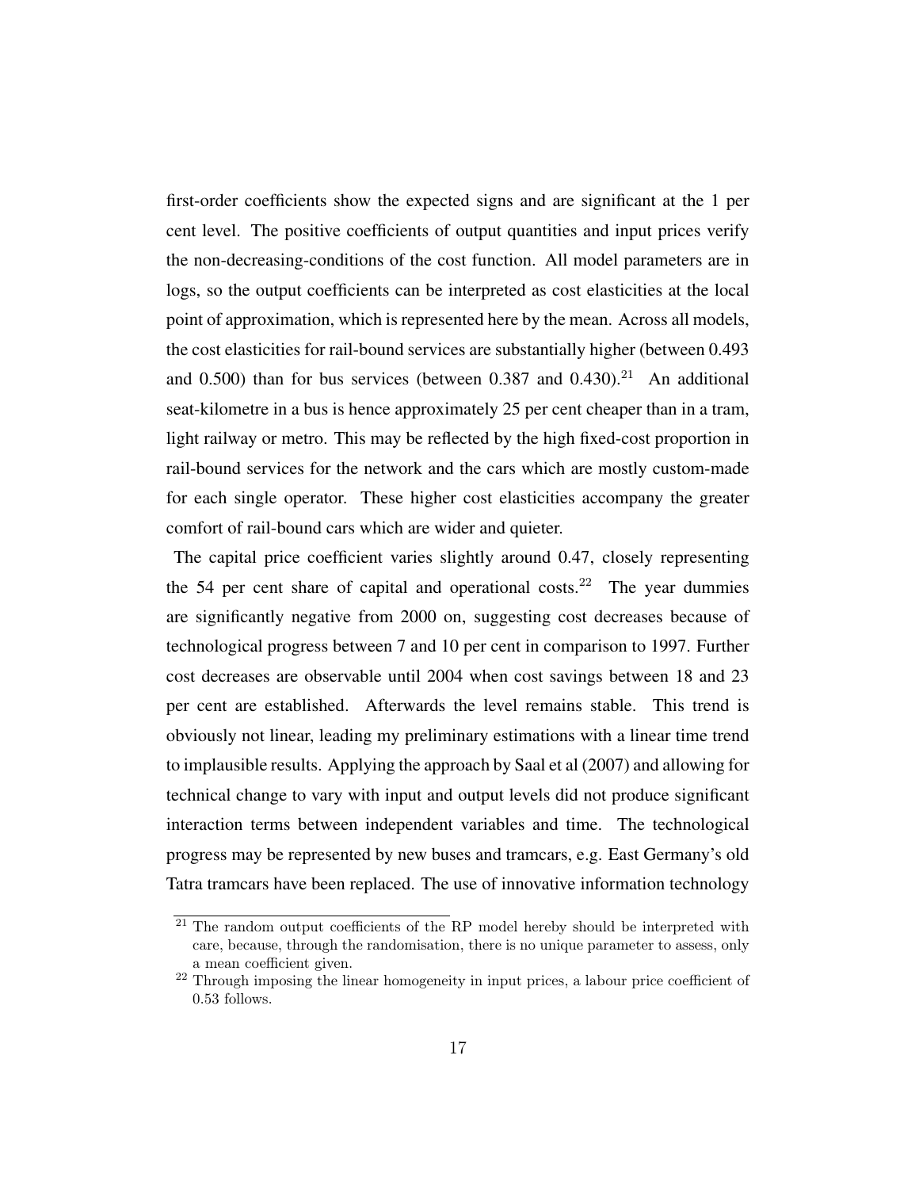first-order coefficients show the expected signs and are significant at the 1 per cent level. The positive coefficients of output quantities and input prices verify the non-decreasing-conditions of the cost function. All model parameters are in logs, so the output coefficients can be interpreted as cost elasticities at the local point of approximation, which is represented here by the mean. Across all models, the cost elasticities for rail-bound services are substantially higher (between 0.493 and 0.500) than for bus services (between 0.387 and 0.430).[21] An additional seat-kilometre in a bus is hence approximately 25 per cent cheaper than in a tram, light railway or metro. This may be reflected by the high fixed-cost proportion in rail-bound services for the network and the cars which are mostly custom-made for each single operator. These higher cost elasticities accompany the greater comfort of rail-bound cars which are wider and quieter.

The capital price coefficient varies slightly around 0.47, closely representing the 54 per cent share of capital and operational costs.[22] The year dummies are significantly negative from 2000 on, suggesting cost decreases because of technological progress between 7 and 10 per cent in comparison to 1997. Further cost decreases are observable until 2004 when cost savings between 18 and 23 per cent are established. Afterwards the level remains stable. This trend is obviously not linear, leading my preliminary estimations with a linear time trend to implausible results. Applying the approach by Saal et al (2007) and allowing for technical change to vary with input and output levels did not produce significant interaction terms between independent variables and time. The technological progress may be represented by new buses and tramcars, e.g. East Germany's old Tatra tramcars have been replaced. The use of innovative information technology

[21] The random output coefficients of the RP model hereby should be interpreted with care, because, through the randomisation, there is no unique parameter to assess, only a mean coefficient given.

[22] Through imposing the linear homogeneity in input prices, a labour price coefficient of 0.53 follows.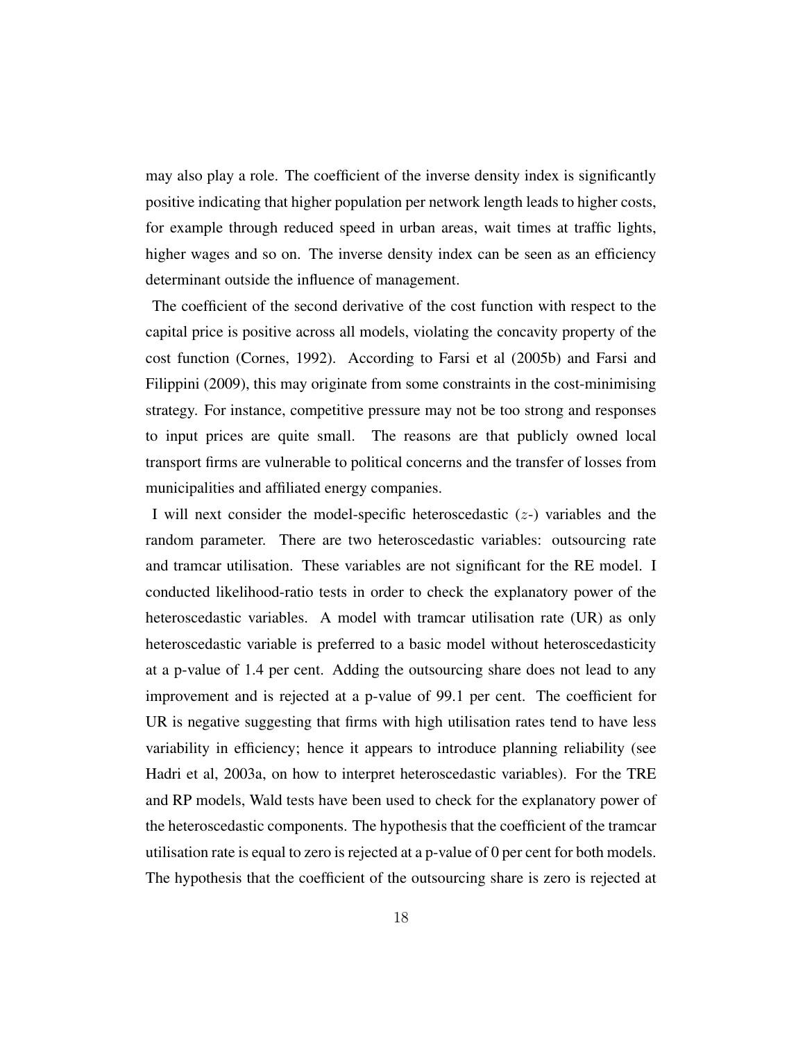may also play a role. The coefficient of the inverse density index is significantly positive indicating that higher population per network length leads to higher costs, for example through reduced speed in urban areas, wait times at traffic lights, higher wages and so on. The inverse density index can be seen as an efficiency determinant outside the influence of management.

The coefficient of the second derivative of the cost function with respect to the capital price is positive across all models, violating the concavity property of the cost function (Cornes, 1992). According to Farsi et al (2005b) and Farsi and Filippini (2009), this may originate from some constraints in the cost-minimising strategy. For instance, competitive pressure may not be too strong and responses to input prices are quite small. The reasons are that publicly owned local transport firms are vulnerable to political concerns and the transfer of losses from municipalities and affiliated energy companies.

I will next consider the model-specific heteroscedastic ($z$-) variables and the random parameter. There are two heteroscedastic variables: outsourcing rate and tramcar utilisation. These variables are not significant for the RE model. I conducted likelihood-ratio tests in order to check the explanatory power of the heteroscedastic variables. A model with tramcar utilisation rate (UR) as only heteroscedastic variable is preferred to a basic model without heteroscedasticity at a p-value of 1.4 per cent. Adding the outsourcing share does not lead to any improvement and is rejected at a p-value of 99.1 per cent. The coefficient for UR is negative suggesting that firms with high utilisation rates tend to have less variability in efficiency; hence it appears to introduce planning reliability (see Hadri et al, 2003a, on how to interpret heteroscedastic variables). For the TRE and RP models, Wald tests have been used to check for the explanatory power of the heteroscedastic components. The hypothesis that the coefficient of the tramcar utilisation rate is equal to zero is rejected at a p-value of 0 per cent for both models. The hypothesis that the coefficient of the outsourcing share is zero is rejected at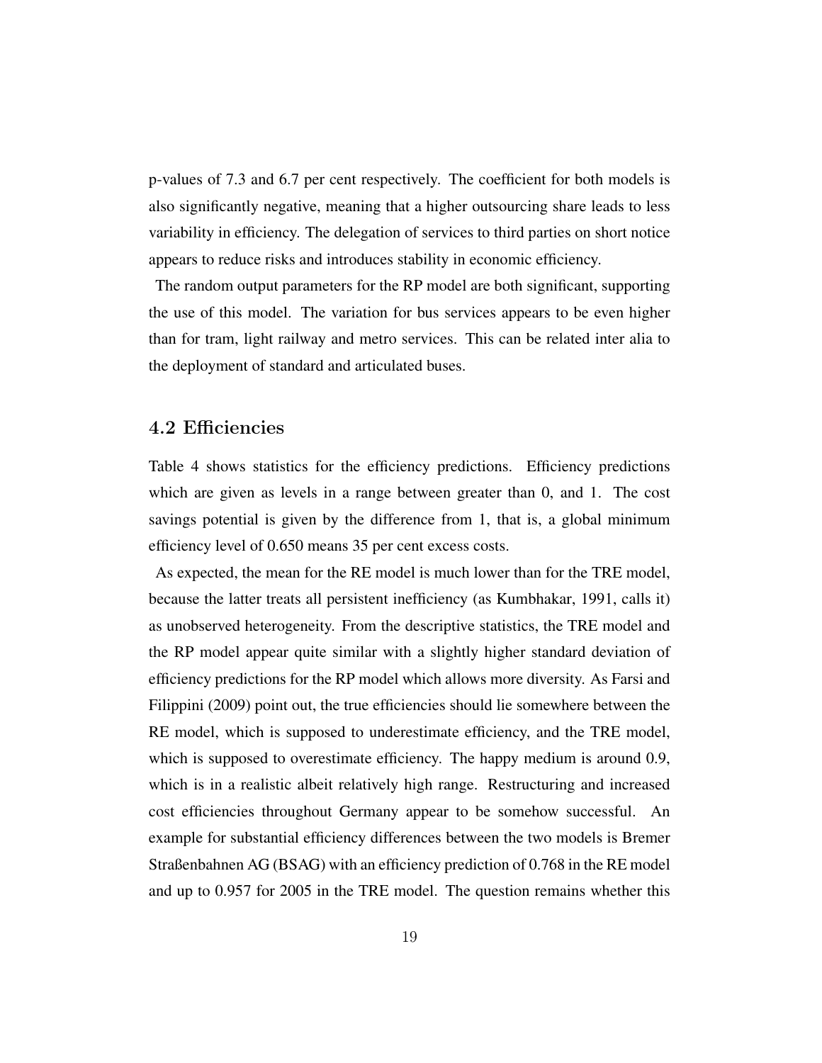p-values of 7.3 and 6.7 per cent respectively. The coefficient for both models is also significantly negative, meaning that a higher outsourcing share leads to less variability in efficiency. The delegation of services to third parties on short notice appears to reduce risks and introduces stability in economic efficiency.

The random output parameters for the RP model are both significant, supporting the use of this model. The variation for bus services appears to be even higher than for tram, light railway and metro services. This can be related inter alia to the deployment of standard and articulated buses.

## 4.2 Efficiencies

Table 4 shows statistics for the efficiency predictions. Efficiency predictions which are given as levels in a range between greater than 0, and 1. The cost savings potential is given by the difference from 1, that is, a global minimum efficiency level of 0.650 means 35 per cent excess costs.

As expected, the mean for the RE model is much lower than for the TRE model, because the latter treats all persistent inefficiency (as Kumbhakar, 1991, calls it) as unobserved heterogeneity. From the descriptive statistics, the TRE model and the RP model appear quite similar with a slightly higher standard deviation of efficiency predictions for the RP model which allows more diversity. As Farsi and Filippini (2009) point out, the true efficiencies should lie somewhere between the RE model, which is supposed to underestimate efficiency, and the TRE model, which is supposed to overestimate efficiency. The happy medium is around 0.9, which is in a realistic albeit relatively high range. Restructuring and increased cost efficiencies throughout Germany appear to be somehow successful. An example for substantial efficiency differences between the two models is Bremer Straßenbahnen AG (BSAG) with an efficiency prediction of 0.768 in the RE model and up to 0.957 for 2005 in the TRE model. The question remains whether this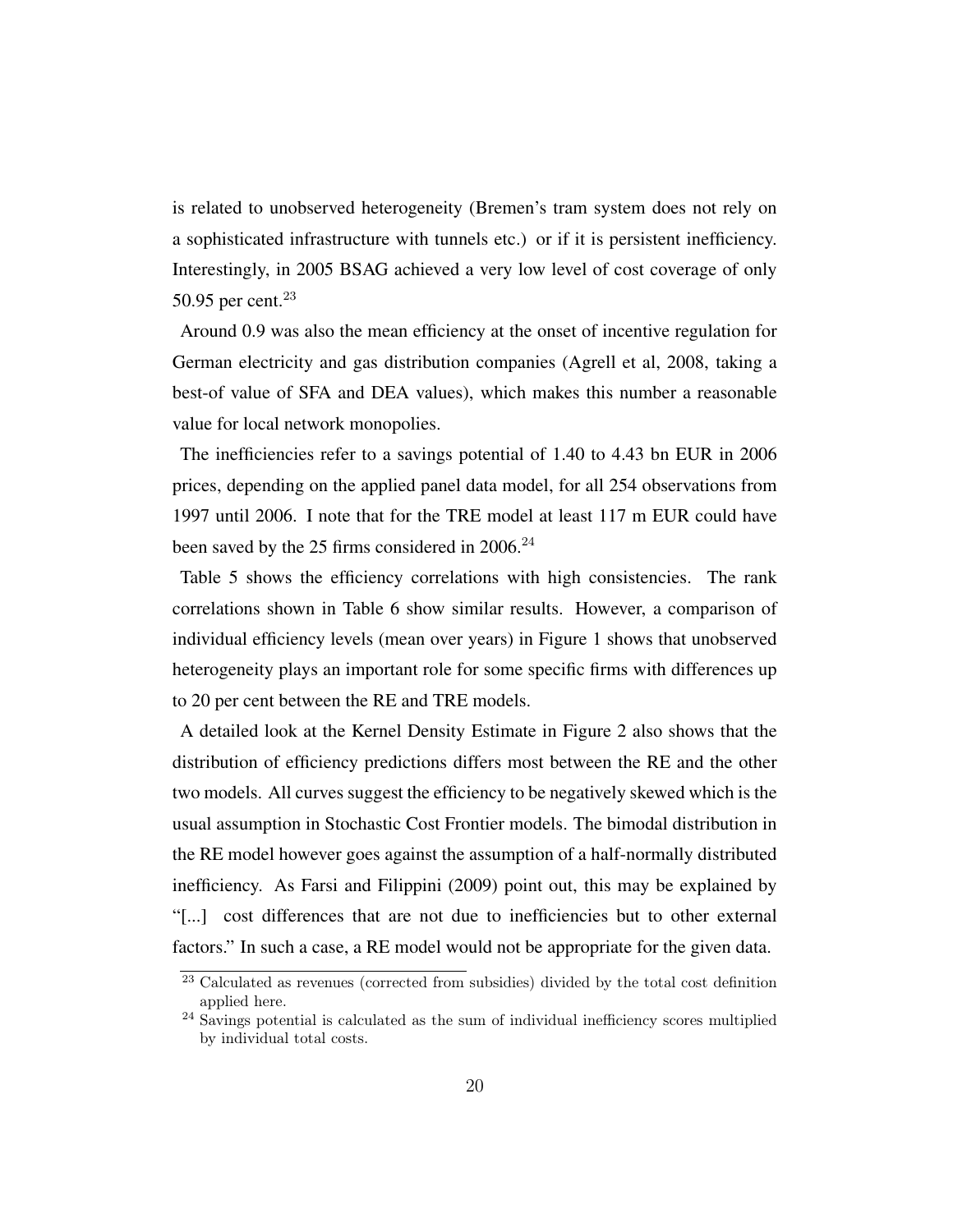is related to unobserved heterogeneity (Bremen's tram system does not rely on a sophisticated infrastructure with tunnels etc.) or if it is persistent inefficiency. Interestingly, in 2005 BSAG achieved a very low level of cost coverage of only 50.95 per cent.[23]

Around 0.9 was also the mean efficiency at the onset of incentive regulation for German electricity and gas distribution companies (Agrell et al, 2008, taking a best-of value of SFA and DEA values), which makes this number a reasonable value for local network monopolies.

The inefficiencies refer to a savings potential of 1.40 to 4.43 bn EUR in 2006 prices, depending on the applied panel data model, for all 254 observations from 1997 until 2006. I note that for the TRE model at least 117 m EUR could have been saved by the 25 firms considered in 2006.[24]

Table 5 shows the efficiency correlations with high consistencies. The rank correlations shown in Table 6 show similar results. However, a comparison of individual efficiency levels (mean over years) in Figure 1 shows that unobserved heterogeneity plays an important role for some specific firms with differences up to 20 per cent between the RE and TRE models.

A detailed look at the Kernel Density Estimate in Figure 2 also shows that the distribution of efficiency predictions differs most between the RE and the other two models. All curves suggest the efficiency to be negatively skewed which is the usual assumption in Stochastic Cost Frontier models. The bimodal distribution in the RE model however goes against the assumption of a half-normally distributed inefficiency. As Farsi and Filippini (2009) point out, this may be explained by "[...] cost differences that are not due to inefficiencies but to other external factors." In such a case, a RE model would not be appropriate for the given data.

[23] Calculated as revenues (corrected from subsidies) divided by the total cost definition applied here.

[24] Savings potential is calculated as the sum of individual inefficiency scores multiplied by individual total costs.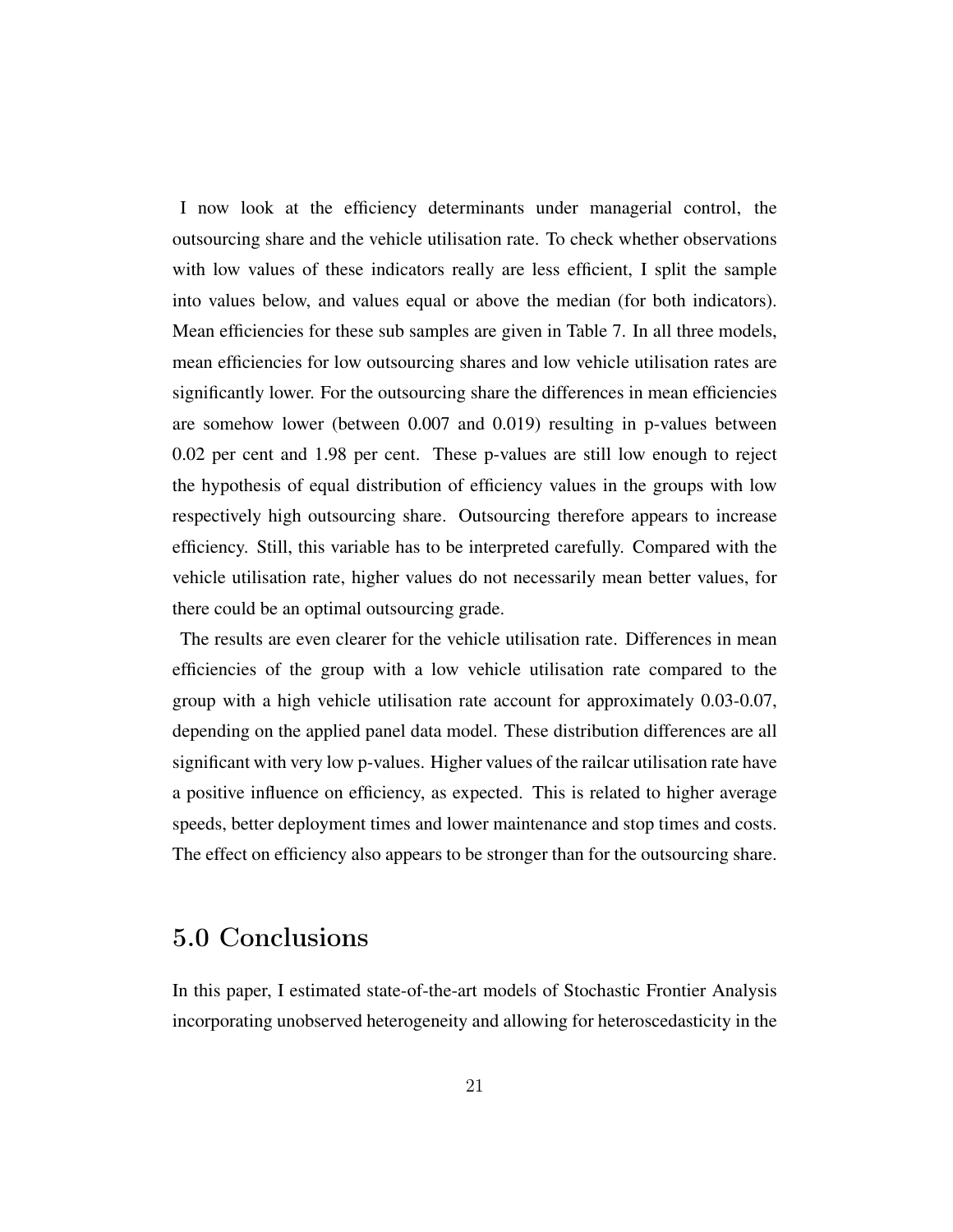I now look at the efficiency determinants under managerial control, the outsourcing share and the vehicle utilisation rate. To check whether observations with low values of these indicators really are less efficient, I split the sample into values below, and values equal or above the median (for both indicators). Mean efficiencies for these sub samples are given in Table 7. In all three models, mean efficiencies for low outsourcing shares and low vehicle utilisation rates are significantly lower. For the outsourcing share the differences in mean efficiencies are somehow lower (between 0.007 and 0.019) resulting in p-values between 0.02 per cent and 1.98 per cent. These p-values are still low enough to reject the hypothesis of equal distribution of efficiency values in the groups with low respectively high outsourcing share. Outsourcing therefore appears to increase efficiency. Still, this variable has to be interpreted carefully. Compared with the vehicle utilisation rate, higher values do not necessarily mean better values, for there could be an optimal outsourcing grade.

The results are even clearer for the vehicle utilisation rate. Differences in mean efficiencies of the group with a low vehicle utilisation rate compared to the group with a high vehicle utilisation rate account for approximately 0.03-0.07, depending on the applied panel data model. These distribution differences are all significant with very low p-values. Higher values of the railcar utilisation rate have a positive influence on efficiency, as expected. This is related to higher average speeds, better deployment times and lower maintenance and stop times and costs. The effect on efficiency also appears to be stronger than for the outsourcing share.

## 5.0 Conclusions

In this paper, I estimated state-of-the-art models of Stochastic Frontier Analysis incorporating unobserved heterogeneity and allowing for heteroscedasticity in the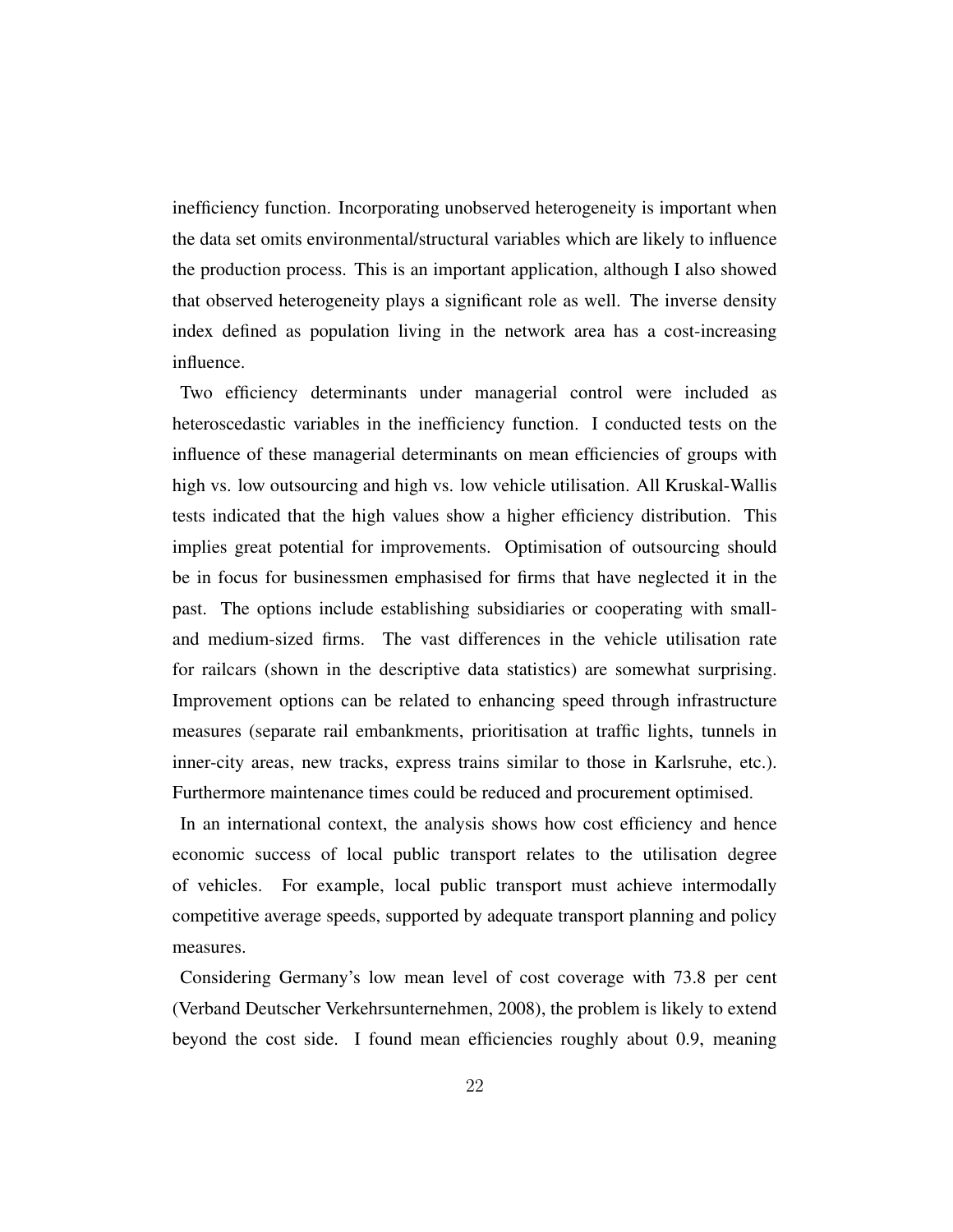inefficiency function. Incorporating unobserved heterogeneity is important when the data set omits environmental/structural variables which are likely to influence the production process. This is an important application, although I also showed that observed heterogeneity plays a significant role as well. The inverse density index defined as population living in the network area has a cost-increasing influence.

Two efficiency determinants under managerial control were included as heteroscedastic variables in the inefficiency function. I conducted tests on the influence of these managerial determinants on mean efficiencies of groups with high vs. low outsourcing and high vs. low vehicle utilisation. All Kruskal-Wallis tests indicated that the high values show a higher efficiency distribution. This implies great potential for improvements. Optimisation of outsourcing should be in focus for businessmen emphasised for firms that have neglected it in the past. The options include establishing subsidiaries or cooperating with small- and medium-sized firms. The vast differences in the vehicle utilisation rate for railcars (shown in the descriptive data statistics) are somewhat surprising. Improvement options can be related to enhancing speed through infrastructure measures (separate rail embankments, prioritisation at traffic lights, tunnels in inner-city areas, new tracks, express trains similar to those in Karlsruhe, etc.). Furthermore maintenance times could be reduced and procurement optimised.

In an international context, the analysis shows how cost efficiency and hence economic success of local public transport relates to the utilisation degree of vehicles. For example, local public transport must achieve intermodally competitive average speeds, supported by adequate transport planning and policy measures.

Considering Germany's low mean level of cost coverage with 73.8 per cent (Verband Deutscher Verkehrsunternehmen, 2008), the problem is likely to extend beyond the cost side. I found mean efficiencies roughly about 0.9, meaning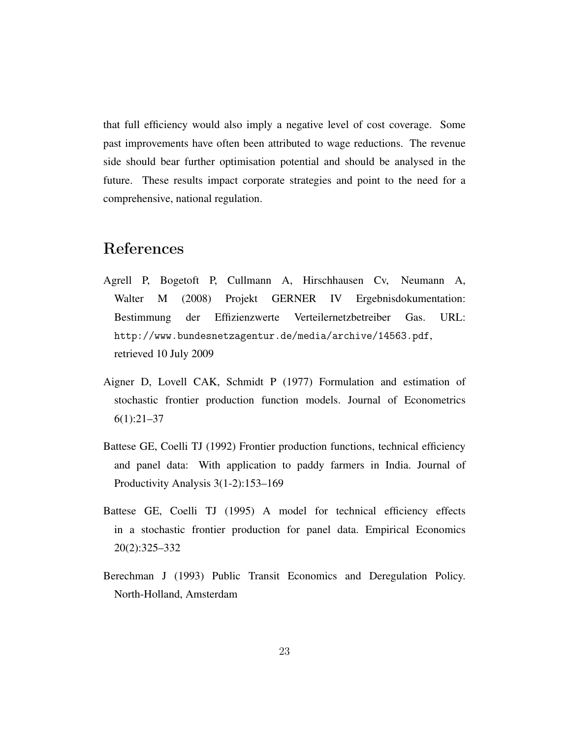that full efficiency would also imply a negative level of cost coverage. Some past improvements have often been attributed to wage reductions. The revenue side should bear further optimisation potential and should be analysed in the future. These results impact corporate strategies and point to the need for a comprehensive, national regulation.

## References

Agrell P, Bogetoft P, Cullmann A, Hirschhausen Cv, Neumann A, Walter M (2008) Projekt GERNER IV Ergebnisdokumentation: Bestimmung der Effizienzwerte Verteilernetzbetreiber Gas. URL: http://www.bundesnetzagentur.de/media/archive/14563.pdf, retrieved 10 July 2009

Aigner D, Lovell CAK, Schmidt P (1977) Formulation and estimation of stochastic frontier production function models. Journal of Econometrics 6(1):21–37

Battese GE, Coelli TJ (1992) Frontier production functions, technical efficiency and panel data: With application to paddy farmers in India. Journal of Productivity Analysis 3(1-2):153–169

Battese GE, Coelli TJ (1995) A model for technical efficiency effects in a stochastic frontier production for panel data. Empirical Economics 20(2):325–332

Berechman J (1993) Public Transit Economics and Deregulation Policy. North-Holland, Amsterdam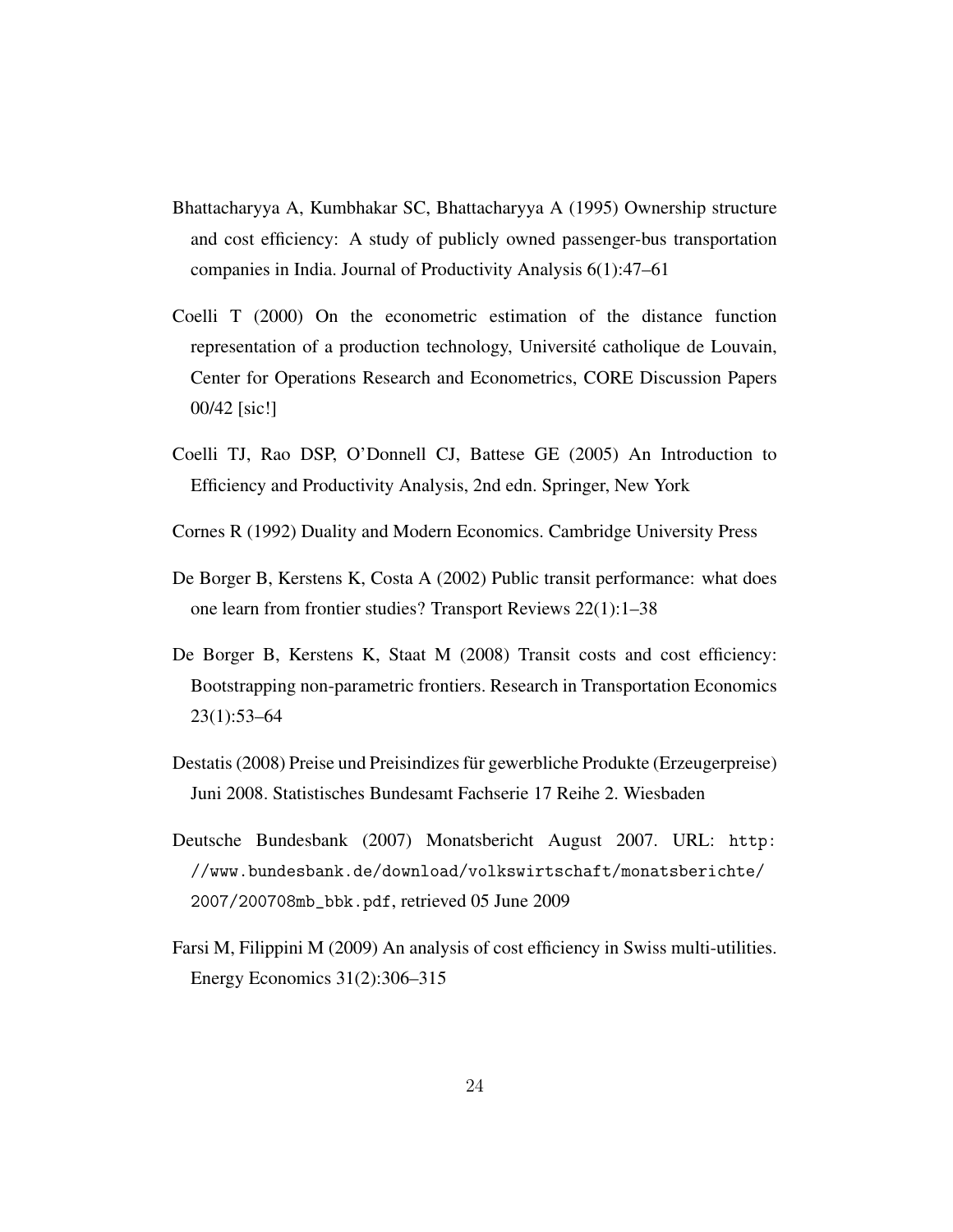Bhattacharyya A, Kumbhakar SC, Bhattacharyya A (1995) Ownership structure and cost efficiency: A study of publicly owned passenger-bus transportation companies in India. Journal of Productivity Analysis 6(1):47–61

Coelli T (2000) On the econometric estimation of the distance function representation of a production technology, Université catholique de Louvain, Center for Operations Research and Econometrics, CORE Discussion Papers 00/42 [sic!]

Coelli TJ, Rao DSP, O'Donnell CJ, Battese GE (2005) An Introduction to Efficiency and Productivity Analysis, 2nd edn. Springer, New York

Cornes R (1992) Duality and Modern Economics. Cambridge University Press

De Borger B, Kerstens K, Costa A (2002) Public transit performance: what does one learn from frontier studies? Transport Reviews 22(1):1–38

De Borger B, Kerstens K, Staat M (2008) Transit costs and cost efficiency: Bootstrapping non-parametric frontiers. Research in Transportation Economics 23(1):53–64

Destatis (2008) Preise und Preisindizes für gewerbliche Produkte (Erzeugerpreise) Juni 2008. Statistisches Bundesamt Fachserie 17 Reihe 2. Wiesbaden

Deutsche Bundesbank (2007) Monatsbericht August 2007. URL: `http://www.bundesbank.de/download/volkswirtschaft/monatsberichte/2007/200708mb_bbk.pdf`, retrieved 05 June 2009

Farsi M, Filippini M (2009) An analysis of cost efficiency in Swiss multi-utilities. Energy Economics 31(2):306–315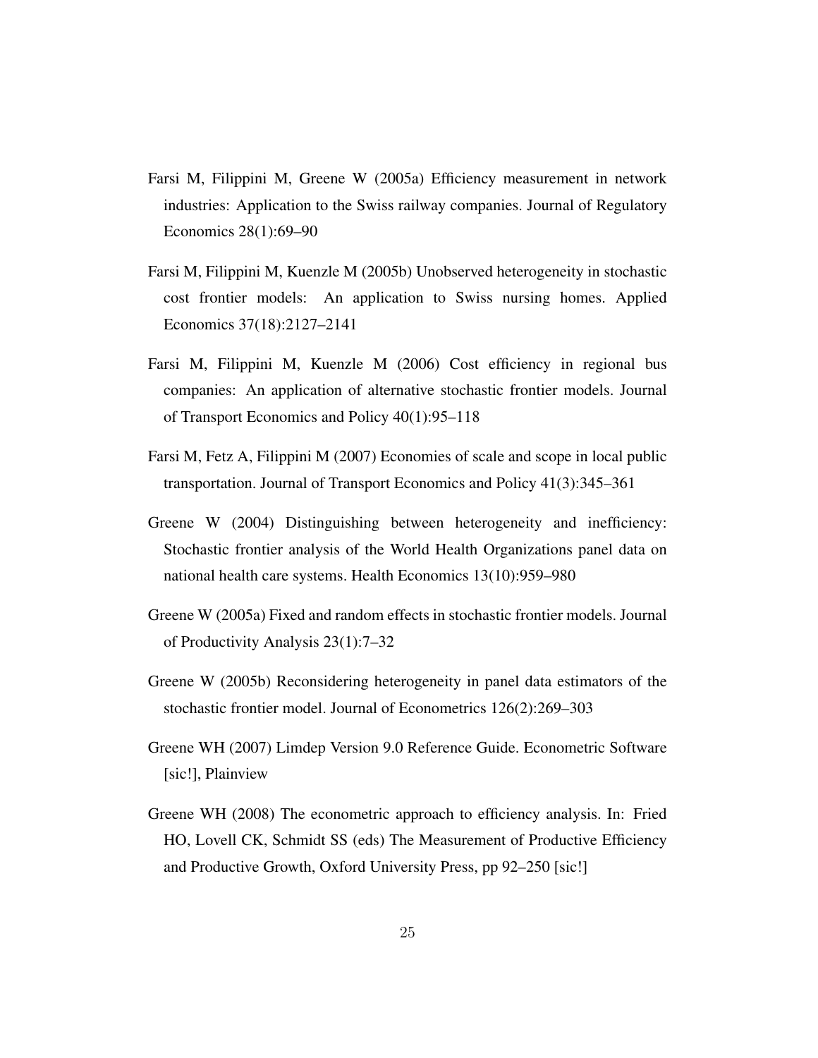Farsi M, Filippini M, Greene W (2005a) Efficiency measurement in network industries: Application to the Swiss railway companies. Journal of Regulatory Economics 28(1):69–90

Farsi M, Filippini M, Kuenzle M (2005b) Unobserved heterogeneity in stochastic cost frontier models: An application to Swiss nursing homes. Applied Economics 37(18):2127–2141

Farsi M, Filippini M, Kuenzle M (2006) Cost efficiency in regional bus companies: An application of alternative stochastic frontier models. Journal of Transport Economics and Policy 40(1):95–118

Farsi M, Fetz A, Filippini M (2007) Economies of scale and scope in local public transportation. Journal of Transport Economics and Policy 41(3):345–361

Greene W (2004) Distinguishing between heterogeneity and inefficiency: Stochastic frontier analysis of the World Health Organizations panel data on national health care systems. Health Economics 13(10):959–980

Greene W (2005a) Fixed and random effects in stochastic frontier models. Journal of Productivity Analysis 23(1):7–32

Greene W (2005b) Reconsidering heterogeneity in panel data estimators of the stochastic frontier model. Journal of Econometrics 126(2):269–303

Greene WH (2007) Limdep Version 9.0 Reference Guide. Econometric Software [sic!], Plainview

Greene WH (2008) The econometric approach to efficiency analysis. In: Fried HO, Lovell CK, Schmidt SS (eds) The Measurement of Productive Efficiency and Productive Growth, Oxford University Press, pp 92–250 [sic!]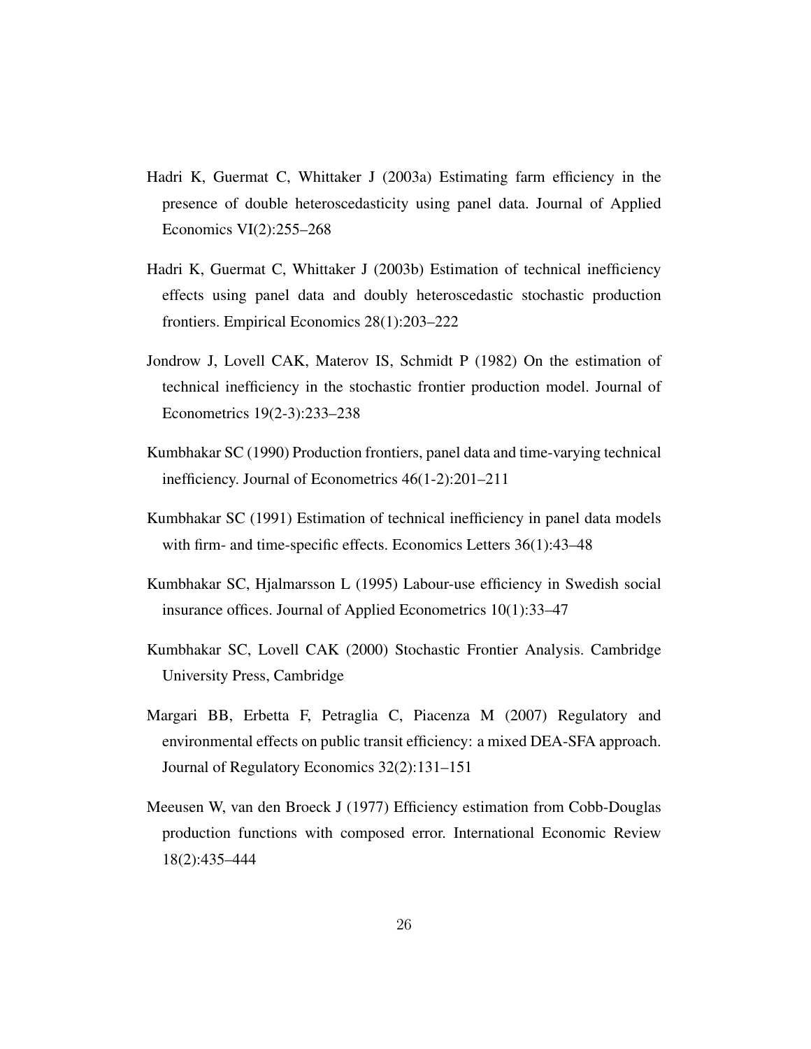Hadri K, Guermat C, Whittaker J (2003a) Estimating farm efficiency in the presence of double heteroscedasticity using panel data. Journal of Applied Economics VI(2):255–268

Hadri K, Guermat C, Whittaker J (2003b) Estimation of technical inefficiency effects using panel data and doubly heteroscedastic stochastic production frontiers. Empirical Economics 28(1):203–222

Jondrow J, Lovell CAK, Materov IS, Schmidt P (1982) On the estimation of technical inefficiency in the stochastic frontier production model. Journal of Econometrics 19(2-3):233–238

Kumbhakar SC (1990) Production frontiers, panel data and time-varying technical inefficiency. Journal of Econometrics 46(1-2):201–211

Kumbhakar SC (1991) Estimation of technical inefficiency in panel data models with firm- and time-specific effects. Economics Letters 36(1):43–48

Kumbhakar SC, Hjalmarsson L (1995) Labour-use efficiency in Swedish social insurance offices. Journal of Applied Econometrics 10(1):33–47

Kumbhakar SC, Lovell CAK (2000) Stochastic Frontier Analysis. Cambridge University Press, Cambridge

Margari BB, Erbetta F, Petraglia C, Piacenza M (2007) Regulatory and environmental effects on public transit efficiency: a mixed DEA-SFA approach. Journal of Regulatory Economics 32(2):131–151

Meeusen W, van den Broeck J (1977) Efficiency estimation from Cobb-Douglas production functions with composed error. International Economic Review 18(2):435–444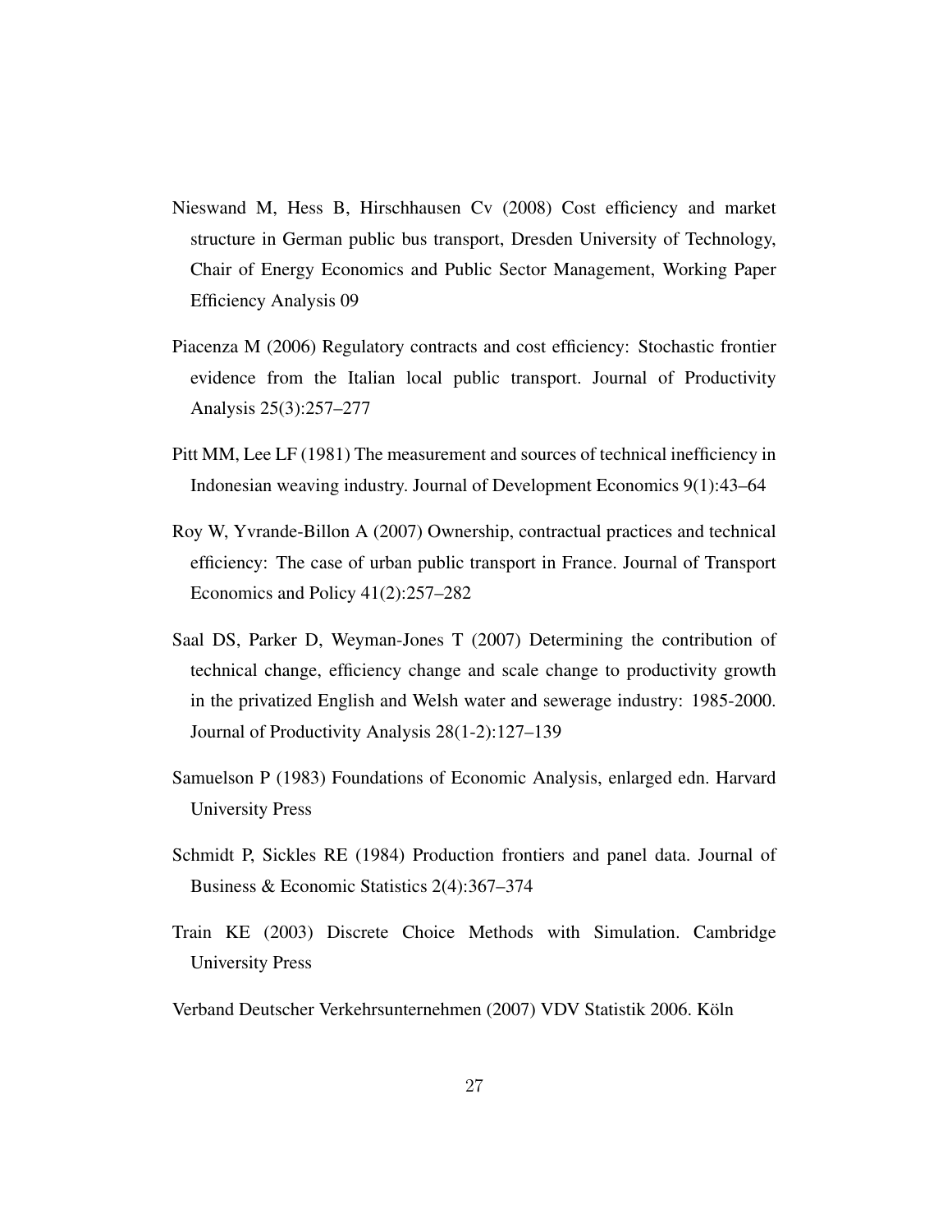Nieswand M, Hess B, Hirschhausen Cv (2008) Cost efficiency and market structure in German public bus transport, Dresden University of Technology, Chair of Energy Economics and Public Sector Management, Working Paper Efficiency Analysis 09

Piacenza M (2006) Regulatory contracts and cost efficiency: Stochastic frontier evidence from the Italian local public transport. Journal of Productivity Analysis 25(3):257–277

Pitt MM, Lee LF (1981) The measurement and sources of technical inefficiency in Indonesian weaving industry. Journal of Development Economics 9(1):43–64

Roy W, Yvrande-Billon A (2007) Ownership, contractual practices and technical efficiency: The case of urban public transport in France. Journal of Transport Economics and Policy 41(2):257–282

Saal DS, Parker D, Weyman-Jones T (2007) Determining the contribution of technical change, efficiency change and scale change to productivity growth in the privatized English and Welsh water and sewerage industry: 1985-2000. Journal of Productivity Analysis 28(1-2):127–139

Samuelson P (1983) Foundations of Economic Analysis, enlarged edn. Harvard University Press

Schmidt P, Sickles RE (1984) Production frontiers and panel data. Journal of Business & Economic Statistics 2(4):367–374

Train KE (2003) Discrete Choice Methods with Simulation. Cambridge University Press

Verband Deutscher Verkehrsunternehmen (2007) VDV Statistik 2006. Köln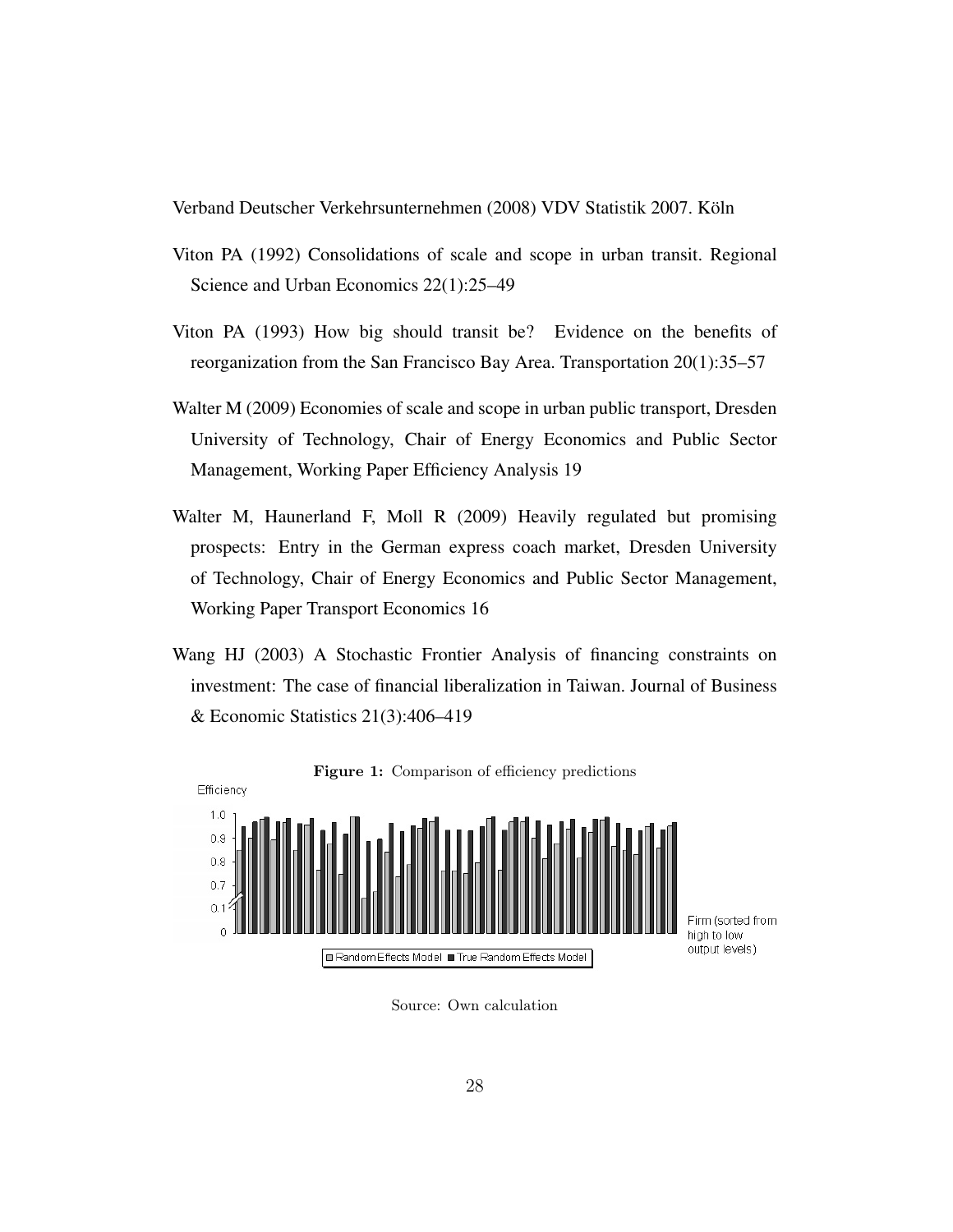Verband Deutscher Verkehrsunternehmen (2008) VDV Statistik 2007. Köln

Viton PA (1992) Consolidations of scale and scope in urban transit. Regional Science and Urban Economics 22(1):25–49

Viton PA (1993) How big should transit be? Evidence on the benefits of reorganization from the San Francisco Bay Area. Transportation 20(1):35–57

Walter M (2009) Economies of scale and scope in urban public transport, Dresden University of Technology, Chair of Energy Economics and Public Sector Management, Working Paper Efficiency Analysis 19

Walter M, Haunerland F, Moll R (2009) Heavily regulated but promising prospects: Entry in the German express coach market, Dresden University of Technology, Chair of Energy Economics and Public Sector Management, Working Paper Transport Economics 16

Wang HJ (2003) A Stochastic Frontier Analysis of financing constraints on investment: The case of financial liberalization in Taiwan. Journal of Business & Economic Statistics 21(3):406–419

**Figure 1:** Comparison of efficiency predictions

Source: Own calculation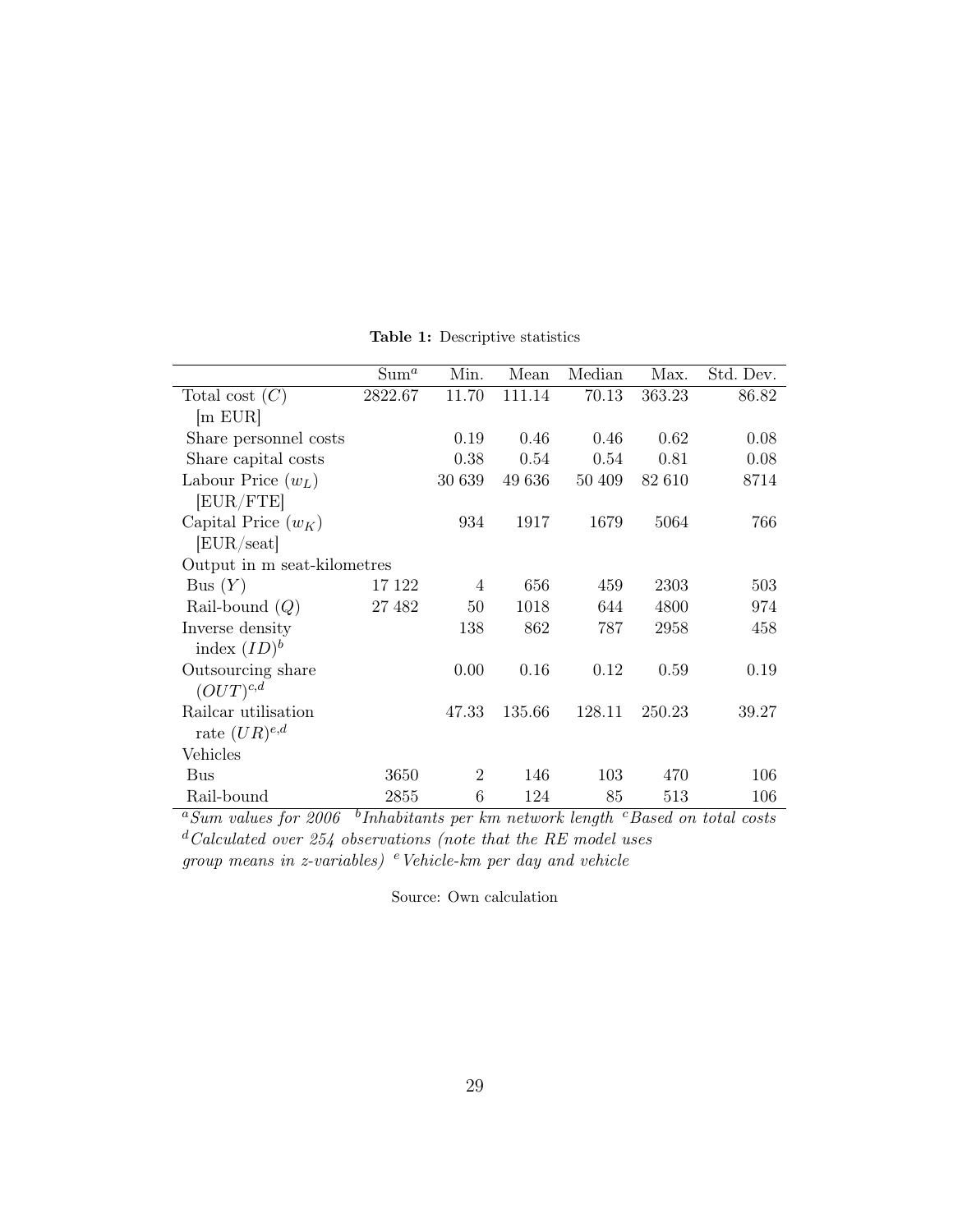**Table 1:** Descriptive statistics

| | Sum[a] | Min. | Mean | Median | Max. | Std. Dev. |
|---|---|---|---|---|---|---|
| Total cost ($C$) [m EUR] | 2822.67 | 11.70 | 111.14 | 70.13 | 363.23 | 86.82 |
| Share personnel costs | | 0.19 | 0.46 | 0.46 | 0.62 | 0.08 |
| Share capital costs | | 0.38 | 0.54 | 0.54 | 0.81 | 0.08 |
| Labour Price ($w_L$) [EUR/FTE] | | 30 639 | 49 636 | 50 409 | 82 610 | 8714 |
| Capital Price ($w_K$) [EUR/seat] | | 934 | 1917 | 1679 | 5064 | 766 |
| Output in m seat-kilometres | | | | | | |
| Bus ($Y$) | 17 122 | 4 | 656 | 459 | 2303 | 503 |
| Rail-bound ($Q$) | 27 482 | 50 | 1018 | 644 | 4800 | 974 |
| Inverse density index ($ID$)[b] | | 138 | 862 | 787 | 2958 | 458 |
| Outsourcing share ($OUT$)[c,d] | | 0.00 | 0.16 | 0.12 | 0.59 | 0.19 |
| Railcar utilisation rate ($UR$)[e,d] | | 47.33 | 135.66 | 128.11 | 250.23 | 39.27 |
| Vehicles | | | | | | |
| Bus | 3650 | 2 | 146 | 103 | 470 | 106 |
| Rail-bound | 2855 | 6 | 124 | 85 | 513 | 106 |

*[a]Sum values for 2006 [b]Inhabitants per km network length [c]Based on total costs [d]Calculated over 254 observations (note that the RE model uses group means in z-variables) [e]Vehicle-km per day and vehicle*

Source: Own calculation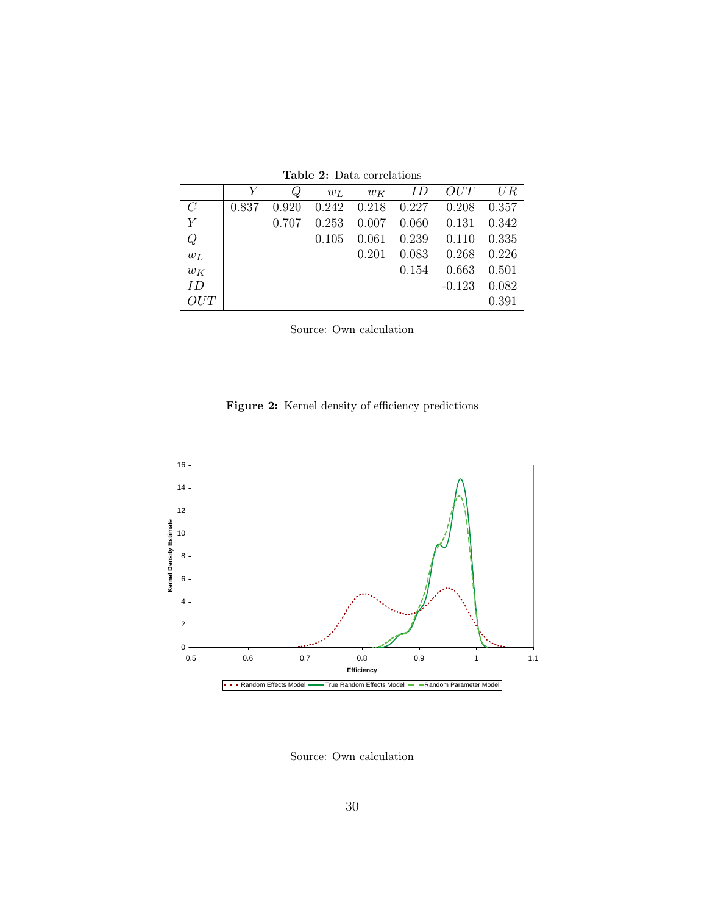**Table 2:** Data correlations

| | $Y$ | $Q$ | $w_L$ | $w_K$ | $ID$ | $OUT$ | $UR$ |
|---|---|---|---|---|---|---|---|
| $C$ | 0.837 | 0.920 | 0.242 | 0.218 | 0.227 | 0.208 | 0.357 |
| $Y$ | | 0.707 | 0.253 | 0.007 | 0.060 | 0.131 | 0.342 |
| $Q$ | | | 0.105 | 0.061 | 0.239 | 0.110 | 0.335 |
| $w_L$ | | | | 0.201 | 0.083 | 0.268 | 0.226 |
| $w_K$ | | | | | 0.154 | 0.663 | 0.501 |
| $ID$ | | | | | | -0.123 | 0.082 |
| $OUT$ | | | | | | | 0.391 |

Source: Own calculation

**Figure 2:** Kernel density of efficiency predictions

Source: Own calculation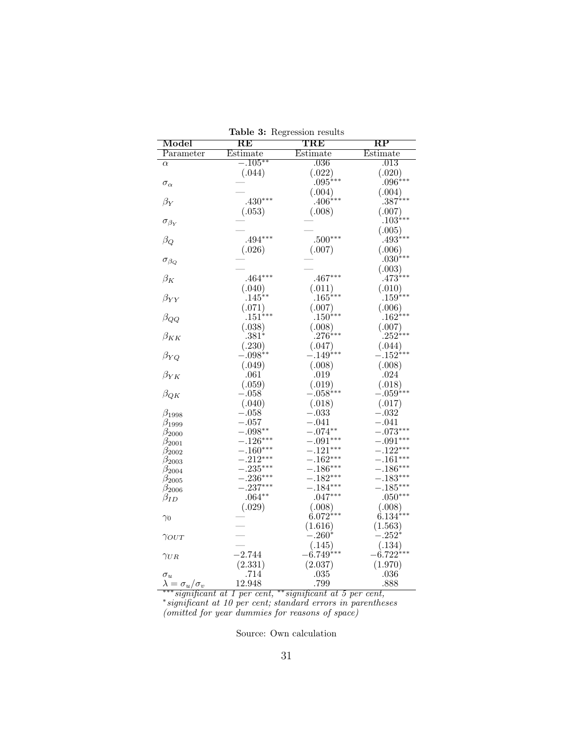**Table 3:** Regression results

| Model | RE | TRE | RP |
|---|---|---|---|
| Parameter | Estimate | Estimate | Estimate |
| $\alpha$ | $-.105^{**}$ | .036 | .013 |
| | (.044) | (.022) | (.020) |
| $\sigma_\alpha$ | — | $.095^{***}$ | $.096^{***}$ |
| | — | (.004) | (.004) |
| $\beta_Y$ | $.430^{***}$ | $.406^{***}$ | $.387^{***}$ |
| | (.053) | (.008) | (.007) |
| $\sigma_{\beta_Y}$ | — | — | $.103^{***}$ |
| | — | — | (.005) |
| $\beta_Q$ | $.494^{***}$ | $.500^{***}$ | $.493^{***}$ |
| | (.026) | (.007) | (.006) |
| $\sigma_{\beta_Q}$ | — | — | $.030^{***}$ |
| | — | — | (.003) |
| $\beta_K$ | $.464^{***}$ | $.467^{***}$ | $.473^{***}$ |
| | (.040) | (.011) | (.010) |
| $\beta_{YY}$ | $.145^{**}$ | $.165^{***}$ | $.159^{***}$ |
| | (.071) | (.007) | (.006) |
| $\beta_{QQ}$ | $.151^{***}$ | $.150^{***}$ | $.162^{***}$ |
| | (.038) | (.008) | (.007) |
| $\beta_{KK}$ | $.381^{*}$ | $.276^{***}$ | $.252^{***}$ |
| | (.230) | (.047) | (.044) |
| $\beta_{YQ}$ | $-.098^{**}$ | $-.149^{***}$ | $-.152^{***}$ |
| | (.049) | (.008) | (.008) |
| $\beta_{YK}$ | .061 | .019 | .024 |
| | (.059) | (.019) | (.018) |
| $\beta_{QK}$ | $-.058$ | $-.058^{***}$ | $-.059^{***}$ |
| | (.040) | (.018) | (.017) |
| $\beta_{1998}$ | $-.058$ | $-.033$ | $-.032$ |
| $\beta_{1999}$ | $-.057$ | $-.041$ | $-.041$ |
| $\beta_{2000}$ | $-.098^{**}$ | $-.074^{**}$ | $-.073^{***}$ |
| $\beta_{2001}$ | $-.126^{***}$ | $-.091^{***}$ | $-.091^{***}$ |
| $\beta_{2002}$ | $-.160^{***}$ | $-.121^{***}$ | $-.122^{***}$ |
| $\beta_{2003}$ | $-.212^{***}$ | $-.162^{***}$ | $-.161^{***}$ |
| $\beta_{2004}$ | $-.235^{***}$ | $-.186^{***}$ | $-.186^{***}$ |
| $\beta_{2005}$ | $-.236^{***}$ | $-.182^{***}$ | $-.183^{***}$ |
| $\beta_{2006}$ | $-.237^{***}$ | $-.184^{***}$ | $-.185^{***}$ |
| $\beta_{ID}$ | $.064^{**}$ | $.047^{***}$ | $.050^{***}$ |
| | (.029) | (.008) | (.008) |
| $\gamma_0$ | — | $6.072^{***}$ | $6.134^{***}$ |
| | — | (1.616) | (1.563) |
| $\gamma_{OUT}$ | — | $-.260^{*}$ | $-.252^{*}$ |
| | — | (.145) | (.134) |
| $\gamma_{UR}$ | $-2.744$ | $-6.749^{***}$ | $-6.722^{***}$ |
| | (2.331) | (2.037) | (1.970) |
| $\sigma_u$ | .714 | .035 | .036 |
| $\lambda = \sigma_u/\sigma_v$ | 12.948 | .799 | .888 |

*$^{***}$significant at 1 per cent, $^{**}$significant at 5 per cent, $^{*}$significant at 10 per cent; standard errors in parentheses (omitted for year dummies for reasons of space)*

Source: Own calculation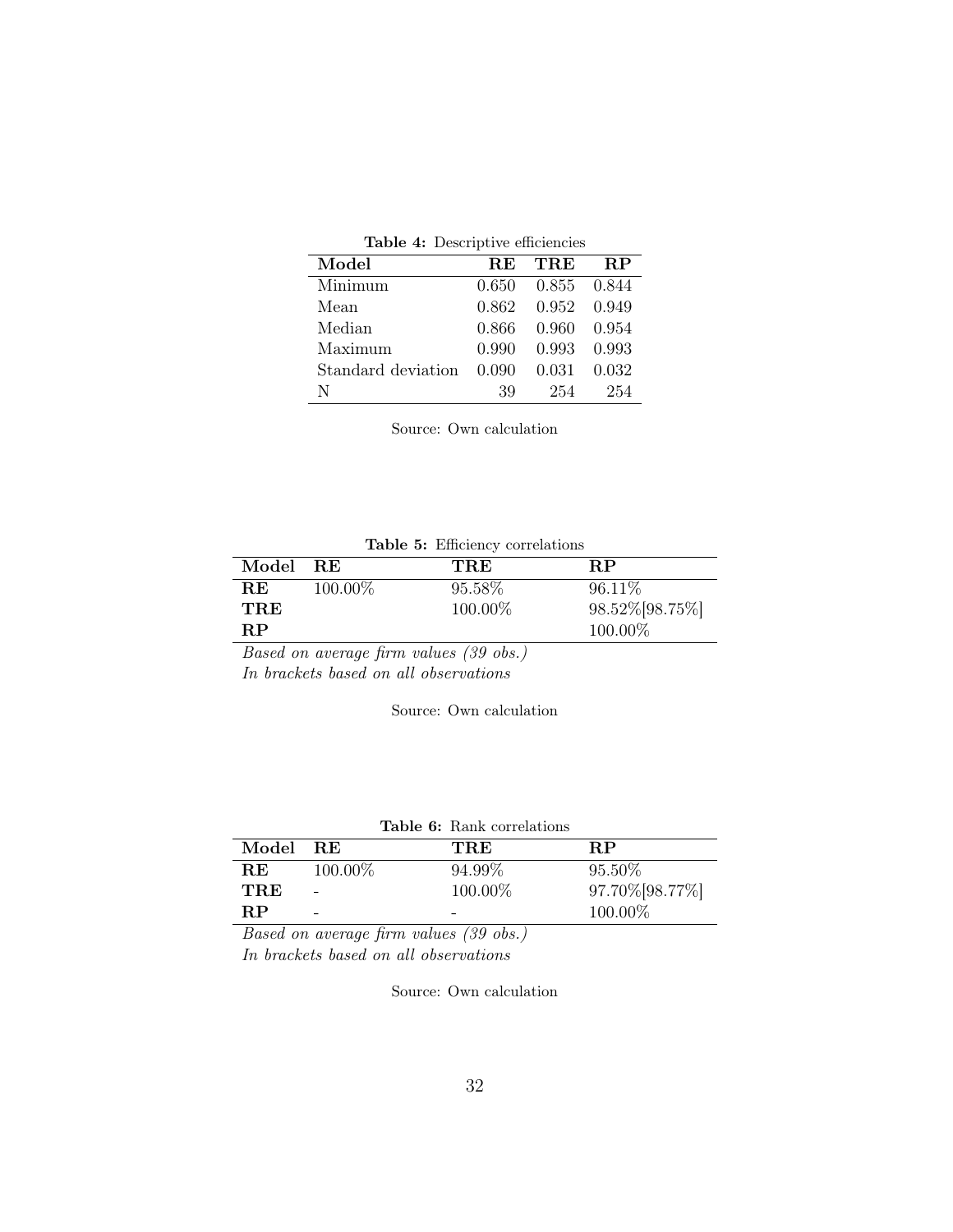**Table 4:** Descriptive efficiencies

| Model | RE | TRE | RP |
|---|---|---|---|
| Minimum | 0.650 | 0.855 | 0.844 |
| Mean | 0.862 | 0.952 | 0.949 |
| Median | 0.866 | 0.960 | 0.954 |
| Maximum | 0.990 | 0.993 | 0.993 |
| Standard deviation | 0.090 | 0.031 | 0.032 |
| N | 39 | 254 | 254 |

Source: Own calculation

**Table 5:** Efficiency correlations

| Model | RE | TRE | RP |
|---|---|---|---|
| **RE** | 100.00% | 95.58% | 96.11% |
| **TRE** | | 100.00% | 98.52%[98.75%] |
| **RP** | | | 100.00% |

*Based on average firm values (39 obs.)*
*In brackets based on all observations*

Source: Own calculation

**Table 6:** Rank correlations

| Model | RE | TRE | RP |
|---|---|---|---|
| **RE** | 100.00% | 94.99% | 95.50% |
| **TRE** | - | 100.00% | 97.70%[98.77%] |
| **RP** | - | - | 100.00% |

*Based on average firm values (39 obs.)*
*In brackets based on all observations*

Source: Own calculation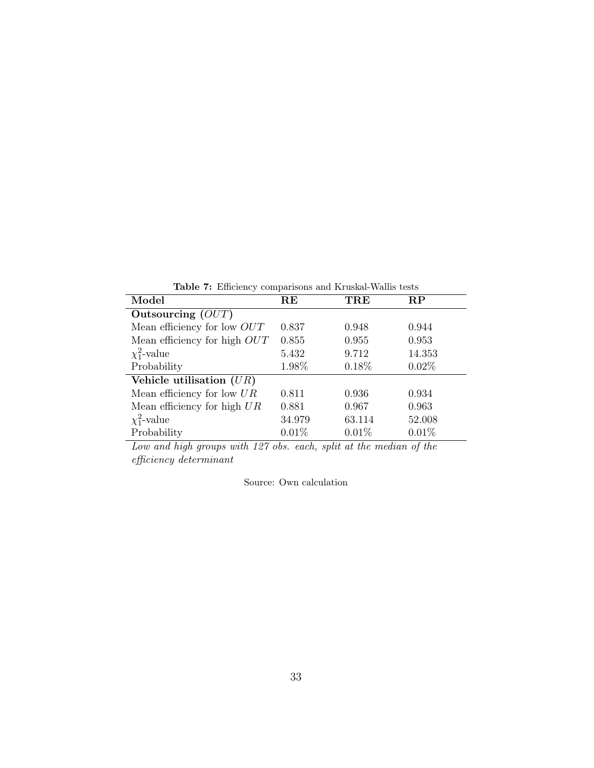**Table 7:** Efficiency comparisons and Kruskal-Wallis tests

| Model | RE | TRE | RP |
|---|---|---|---|
| **Outsourcing ($OUT$)** | | | |
| Mean efficiency for low $OUT$ | 0.837 | 0.948 | 0.944 |
| Mean efficiency for high $OUT$ | 0.855 | 0.955 | 0.953 |
| $\chi^2_1$-value | 5.432 | 9.712 | 14.353 |
| Probability | 1.98% | 0.18% | 0.02% |
| **Vehicle utilisation ($UR$)** | | | |
| Mean efficiency for low $UR$ | 0.811 | 0.936 | 0.934 |
| Mean efficiency for high $UR$ | 0.881 | 0.967 | 0.963 |
| $\chi^2_1$-value | 34.979 | 63.114 | 52.008 |
| Probability | 0.01% | 0.01% | 0.01% |

*Low and high groups with 127 obs. each, split at the median of the efficiency determinant*

Source: Own calculation